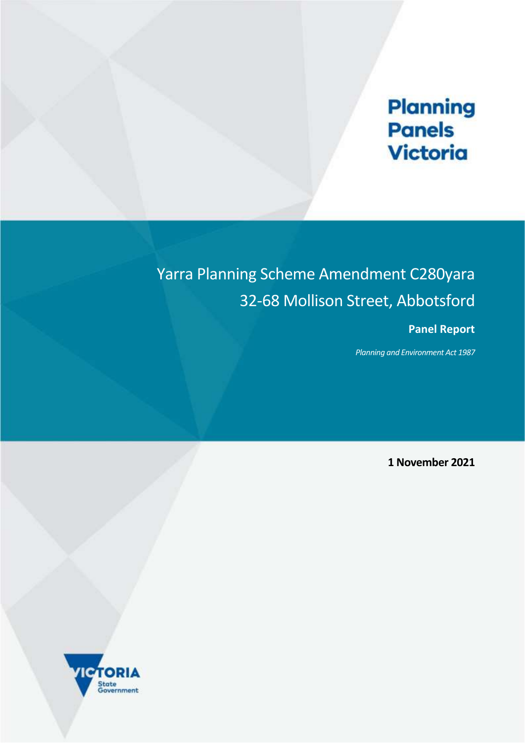Planning Panels Victoria

# Yarra Planning Scheme Amendment C280yara
# 32-68 Mollison Street, Abbotsford

**Panel Report**

*Planning and Environment Act 1987*

**1 November 2021**

Victoria State Government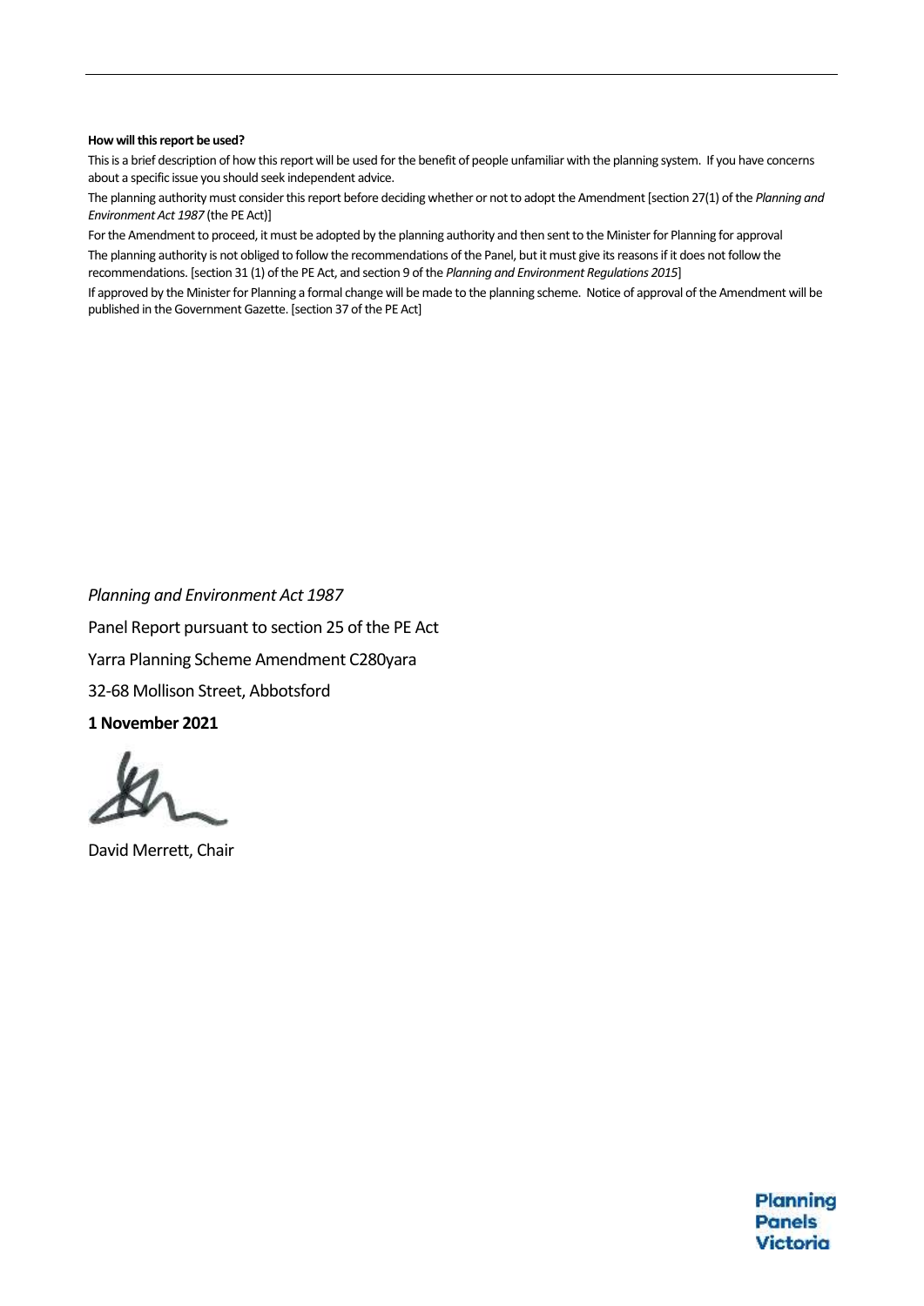**How will this report be used?**

This is a brief description of how this report will be used for the benefit of people unfamiliar with the planning system. If you have concerns about a specific issue you should seek independent advice.

The planning authority must consider this report before deciding whether or not to adopt the Amendment [section 27(1) of the *Planning and Environment Act 1987* (the PE Act)]

For the Amendment to proceed, it must be adopted by the planning authority and then sent to the Minister for Planning for approval

The planning authority is not obliged to follow the recommendations of the Panel, but it must give its reasons if it does not follow the recommendations. [section 31 (1) of the PE Act, and section 9 of the *Planning and Environment Regulations 2015*]

If approved by the Minister for Planning a formal change will be made to the planning scheme. Notice of approval of the Amendment will be published in the Government Gazette. [section 37 of the PE Act]

*Planning and Environment Act 1987*

Panel Report pursuant to section 25 of the PE Act

Yarra Planning Scheme Amendment C280yara

32-68 Mollison Street, Abbotsford

**1 November 2021**

David Merrett, Chair

Planning Panels Victoria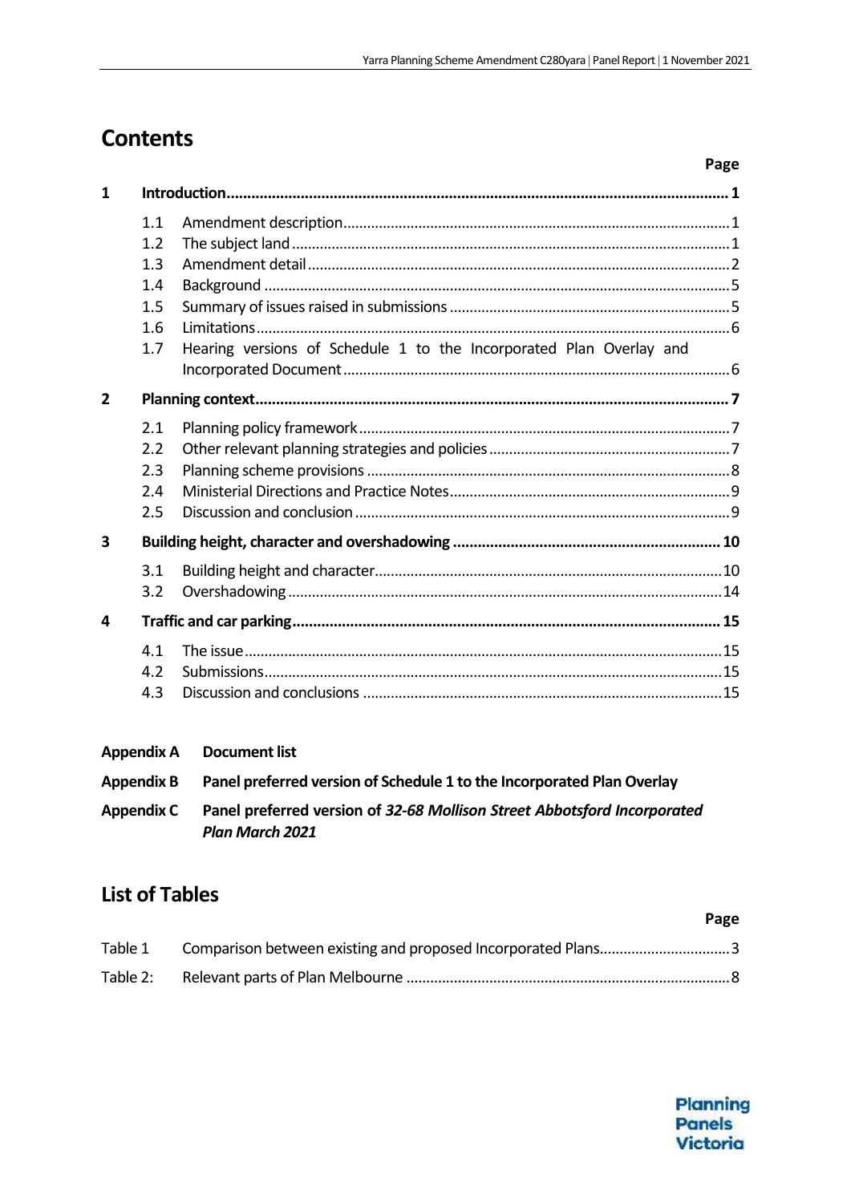# Contents

| | | Page |
|---|---|---|
| **1** | **Introduction** | **1** |
| | 1.1 Amendment description | 1 |
| | 1.2 The subject land | 1 |
| | 1.3 Amendment detail | 2 |
| | 1.4 Background | 5 |
| | 1.5 Summary of issues raised in submissions | 5 |
| | 1.6 Limitations | 6 |
| | 1.7 Hearing versions of Schedule 1 to the Incorporated Plan Overlay and Incorporated Document | 6 |
| **2** | **Planning context** | **7** |
| | 2.1 Planning policy framework | 7 |
| | 2.2 Other relevant planning strategies and policies | 7 |
| | 2.3 Planning scheme provisions | 8 |
| | 2.4 Ministerial Directions and Practice Notes | 9 |
| | 2.5 Discussion and conclusion | 9 |
| **3** | **Building height, character and overshadowing** | **10** |
| | 3.1 Building height and character | 10 |
| | 3.2 Overshadowing | 14 |
| **4** | **Traffic and car parking** | **15** |
| | 4.1 The issue | 15 |
| | 4.2 Submissions | 15 |
| | 4.3 Discussion and conclusions | 15 |

**Appendix A** **Document list**

**Appendix B** **Panel preferred version of Schedule 1 to the Incorporated Plan Overlay**

**Appendix C** **Panel preferred version of *32-68 Mollison Street Abbotsford Incorporated Plan March 2021***

# List of Tables

| | | Page |
|---|---|---|
| Table 1 | Comparison between existing and proposed Incorporated Plans | 3 |
| Table 2: | Relevant parts of Plan Melbourne | 8 |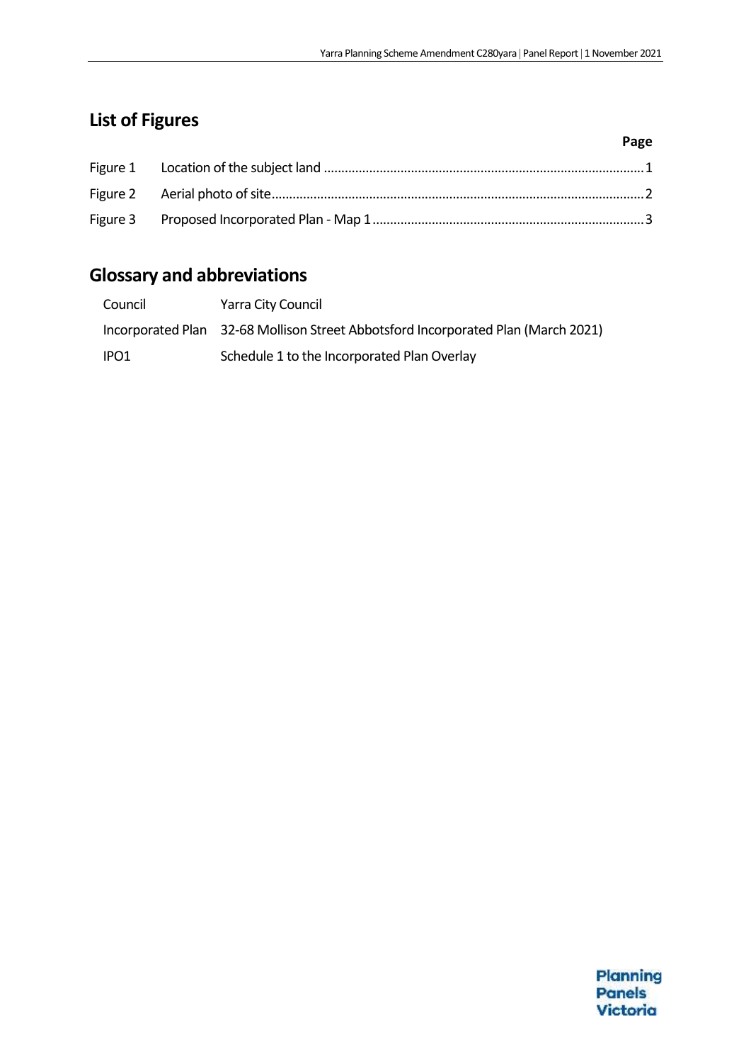## List of Figures

| | | Page |
|---|---|---|
| Figure 1 | Location of the subject land | 1 |
| Figure 2 | Aerial photo of site | 2 |
| Figure 3 | Proposed Incorporated Plan - Map 1 | 3 |

## Glossary and abbreviations

| | |
|---|---|
| Council | Yarra City Council |
| Incorporated Plan | 32-68 Mollison Street Abbotsford Incorporated Plan (March 2021) |
| IPO1 | Schedule 1 to the Incorporated Plan Overlay |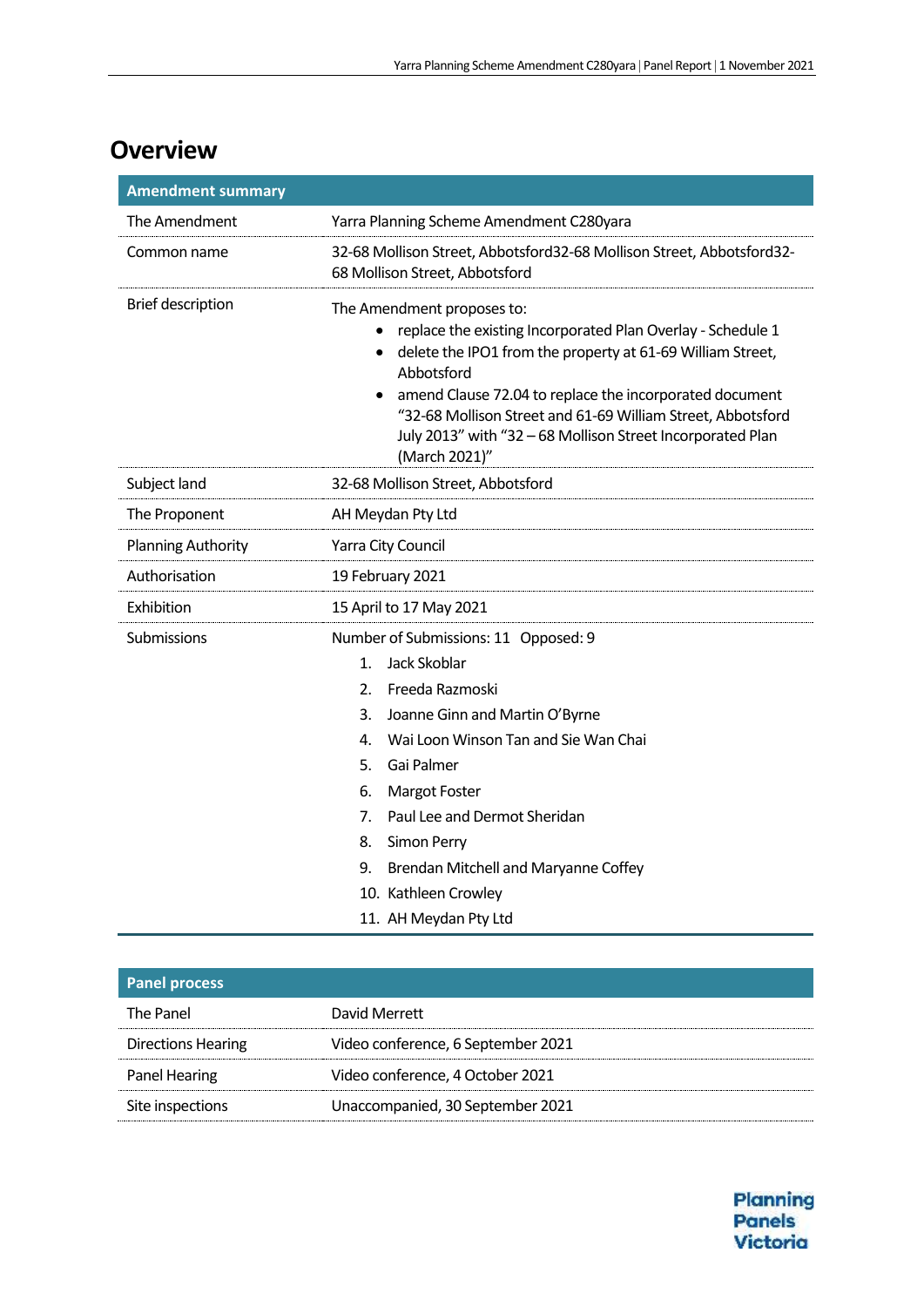# Overview

| Amendment summary | |
|---|---|
| The Amendment | Yarra Planning Scheme Amendment C280yara |
| Common name | 32-68 Mollison Street, Abbotsford32-68 Mollison Street, Abbotsford32-68 Mollison Street, Abbotsford |
| Brief description | The Amendment proposes to:<br>• replace the existing Incorporated Plan Overlay - Schedule 1<br>• delete the IPO1 from the property at 61-69 William Street, Abbotsford<br>• amend Clause 72.04 to replace the incorporated document "32-68 Mollison Street and 61-69 William Street, Abbotsford July 2013" with "32 – 68 Mollison Street Incorporated Plan (March 2021)" |
| Subject land | 32-68 Mollison Street, Abbotsford |
| The Proponent | AH Meydan Pty Ltd |
| Planning Authority | Yarra City Council |
| Authorisation | 19 February 2021 |
| Exhibition | 15 April to 17 May 2021 |
| Submissions | Number of Submissions: 11 Opposed: 9<br>1. Jack Skoblar<br>2. Freeda Razmoski<br>3. Joanne Ginn and Martin O'Byrne<br>4. Wai Loon Winson Tan and Sie Wan Chai<br>5. Gai Palmer<br>6. Margot Foster<br>7. Paul Lee and Dermot Sheridan<br>8. Simon Perry<br>9. Brendan Mitchell and Maryanne Coffey<br>10. Kathleen Crowley<br>11. AH Meydan Pty Ltd |

| Panel process | |
|---|---|
| The Panel | David Merrett |
| Directions Hearing | Video conference, 6 September 2021 |
| Panel Hearing | Video conference, 4 October 2021 |
| Site inspections | Unaccompanied, 30 September 2021 |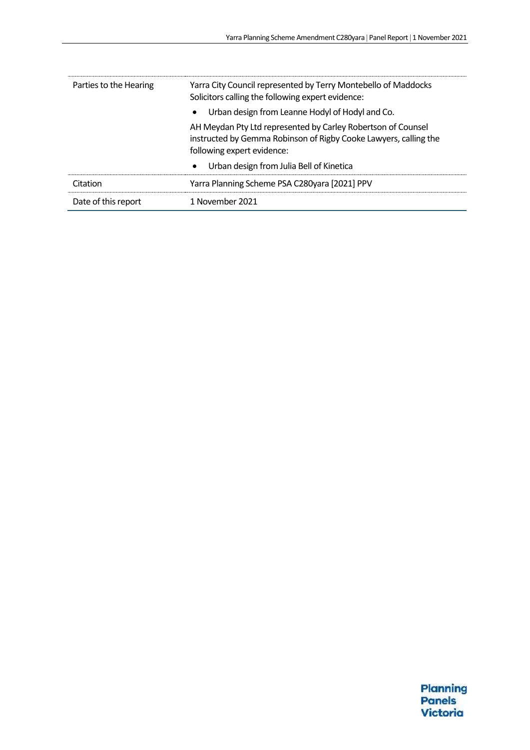| | |
|---|---|
| Parties to the Hearing | Yarra City Council represented by Terry Montebello of Maddocks Solicitors calling the following expert evidence:<br>• Urban design from Leanne Hodyl of Hodyl and Co.<br>AH Meydan Pty Ltd represented by Carley Robertson of Counsel instructed by Gemma Robinson of Rigby Cooke Lawyers, calling the following expert evidence:<br>• Urban design from Julia Bell of Kinetica |
| Citation | Yarra Planning Scheme PSA C280yara [2021] PPV |
| Date of this report | 1 November 2021 |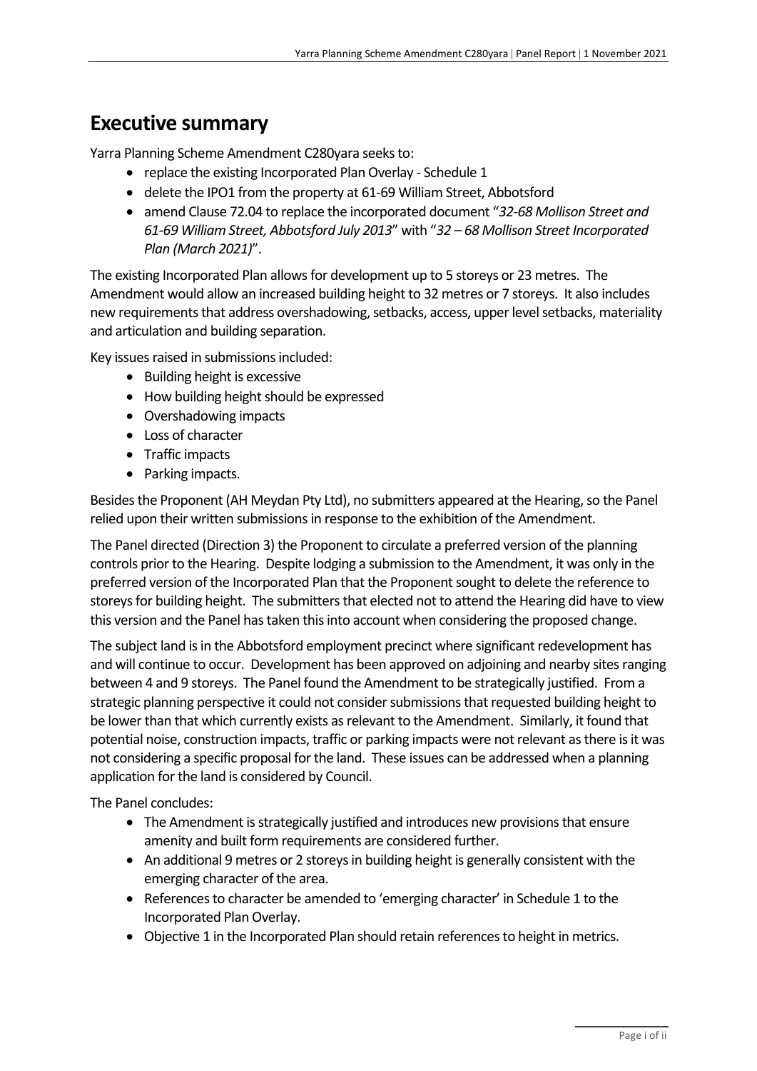# Executive summary

Yarra Planning Scheme Amendment C280yara seeks to:

- replace the existing Incorporated Plan Overlay - Schedule 1
- delete the IPO1 from the property at 61-69 William Street, Abbotsford
- amend Clause 72.04 to replace the incorporated document "*32-68 Mollison Street and 61-69 William Street, Abbotsford July 2013*" with "*32 – 68 Mollison Street Incorporated Plan (March 2021)*".

The existing Incorporated Plan allows for development up to 5 storeys or 23 metres. The Amendment would allow an increased building height to 32 metres or 7 storeys. It also includes new requirements that address overshadowing, setbacks, access, upper level setbacks, materiality and articulation and building separation.

Key issues raised in submissions included:

- Building height is excessive
- How building height should be expressed
- Overshadowing impacts
- Loss of character
- Traffic impacts
- Parking impacts.

Besides the Proponent (AH Meydan Pty Ltd), no submitters appeared at the Hearing, so the Panel relied upon their written submissions in response to the exhibition of the Amendment.

The Panel directed (Direction 3) the Proponent to circulate a preferred version of the planning controls prior to the Hearing. Despite lodging a submission to the Amendment, it was only in the preferred version of the Incorporated Plan that the Proponent sought to delete the reference to storeys for building height. The submitters that elected not to attend the Hearing did have to view this version and the Panel has taken this into account when considering the proposed change.

The subject land is in the Abbotsford employment precinct where significant redevelopment has and will continue to occur. Development has been approved on adjoining and nearby sites ranging between 4 and 9 storeys. The Panel found the Amendment to be strategically justified. From a strategic planning perspective it could not consider submissions that requested building height to be lower than that which currently exists as relevant to the Amendment. Similarly, it found that potential noise, construction impacts, traffic or parking impacts were not relevant as there is it was not considering a specific proposal for the land. These issues can be addressed when a planning application for the land is considered by Council.

The Panel concludes:

- The Amendment is strategically justified and introduces new provisions that ensure amenity and built form requirements are considered further.
- An additional 9 metres or 2 storeys in building height is generally consistent with the emerging character of the area.
- References to character be amended to 'emerging character' in Schedule 1 to the Incorporated Plan Overlay.
- Objective 1 in the Incorporated Plan should retain references to height in metrics.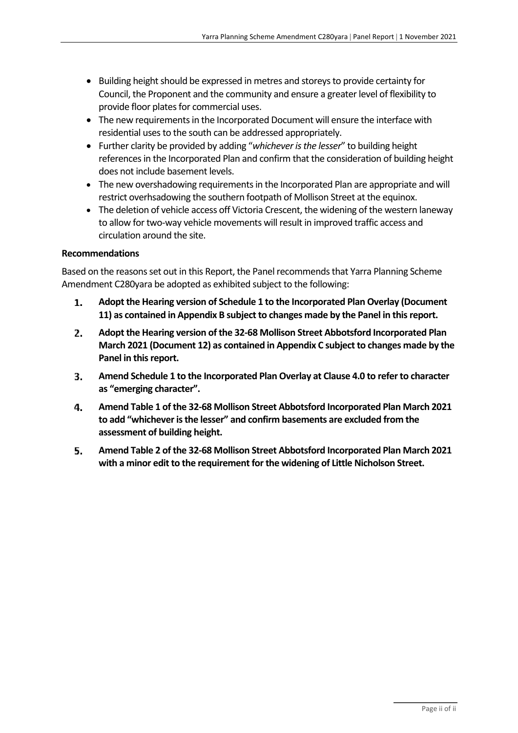- Building height should be expressed in metres and storeys to provide certainty for Council, the Proponent and the community and ensure a greater level of flexibility to provide floor plates for commercial uses.
- The new requirements in the Incorporated Document will ensure the interface with residential uses to the south can be addressed appropriately.
- Further clarity be provided by adding "*whichever is the lesser*" to building height references in the Incorporated Plan and confirm that the consideration of building height does not include basement levels.
- The new overshadowing requirements in the Incorporated Plan are appropriate and will restrict overhsadowing the southern footpath of Mollison Street at the equinox.
- The deletion of vehicle access off Victoria Crescent, the widening of the western laneway to allow for two-way vehicle movements will result in improved traffic access and circulation around the site.

**Recommendations**

Based on the reasons set out in this Report, the Panel recommends that Yarra Planning Scheme Amendment C280yara be adopted as exhibited subject to the following:

1. **Adopt the Hearing version of Schedule 1 to the Incorporated Plan Overlay (Document 11) as contained in Appendix B subject to changes made by the Panel in this report.**
2. **Adopt the Hearing version of the 32-68 Mollison Street Abbotsford Incorporated Plan March 2021 (Document 12) as contained in Appendix C subject to changes made by the Panel in this report.**
3. **Amend Schedule 1 to the Incorporated Plan Overlay at Clause 4.0 to refer to character as "emerging character".**
4. **Amend Table 1 of the 32-68 Mollison Street Abbotsford Incorporated Plan March 2021 to add "whichever is the lesser" and confirm basements are excluded from the assessment of building height.**
5. **Amend Table 2 of the 32-68 Mollison Street Abbotsford Incorporated Plan March 2021 with a minor edit to the requirement for the widening of Little Nicholson Street.**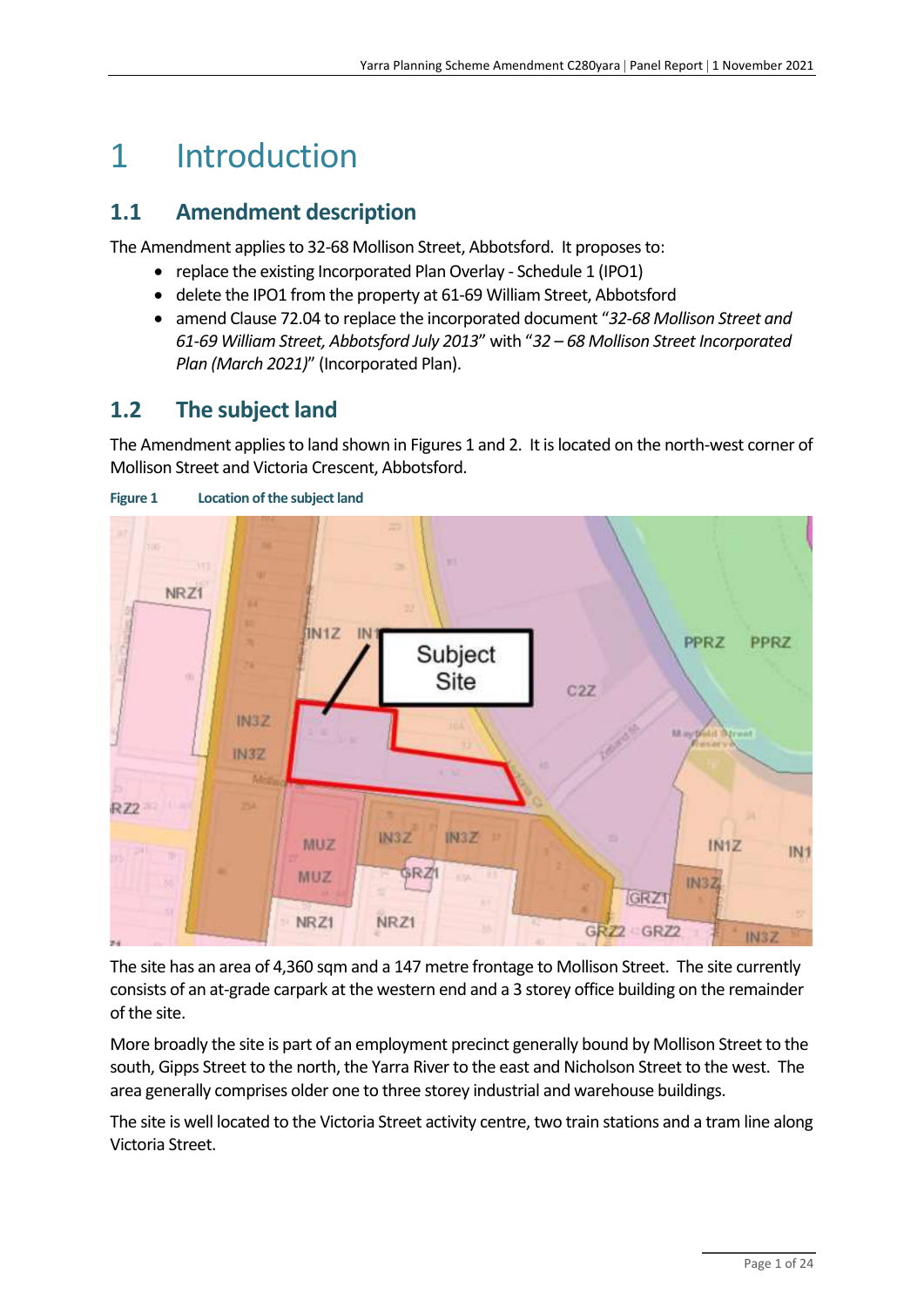# 1 Introduction

## 1.1 Amendment description

The Amendment applies to 32-68 Mollison Street, Abbotsford. It proposes to:

- replace the existing Incorporated Plan Overlay - Schedule 1 (IPO1)
- delete the IPO1 from the property at 61-69 William Street, Abbotsford
- amend Clause 72.04 to replace the incorporated document "*32-68 Mollison Street and 61-69 William Street, Abbotsford July 2013*" with "*32 – 68 Mollison Street Incorporated Plan (March 2021)*" (Incorporated Plan).

## 1.2 The subject land

The Amendment applies to land shown in Figures 1 and 2. It is located on the north-west corner of Mollison Street and Victoria Crescent, Abbotsford.

**Figure 1 Location of the subject land**

The site has an area of 4,360 sqm and a 147 metre frontage to Mollison Street. The site currently consists of an at-grade carpark at the western end and a 3 storey office building on the remainder of the site.

More broadly the site is part of an employment precinct generally bound by Mollison Street to the south, Gipps Street to the north, the Yarra River to the east and Nicholson Street to the west. The area generally comprises older one to three storey industrial and warehouse buildings.

The site is well located to the Victoria Street activity centre, two train stations and a tram line along Victoria Street.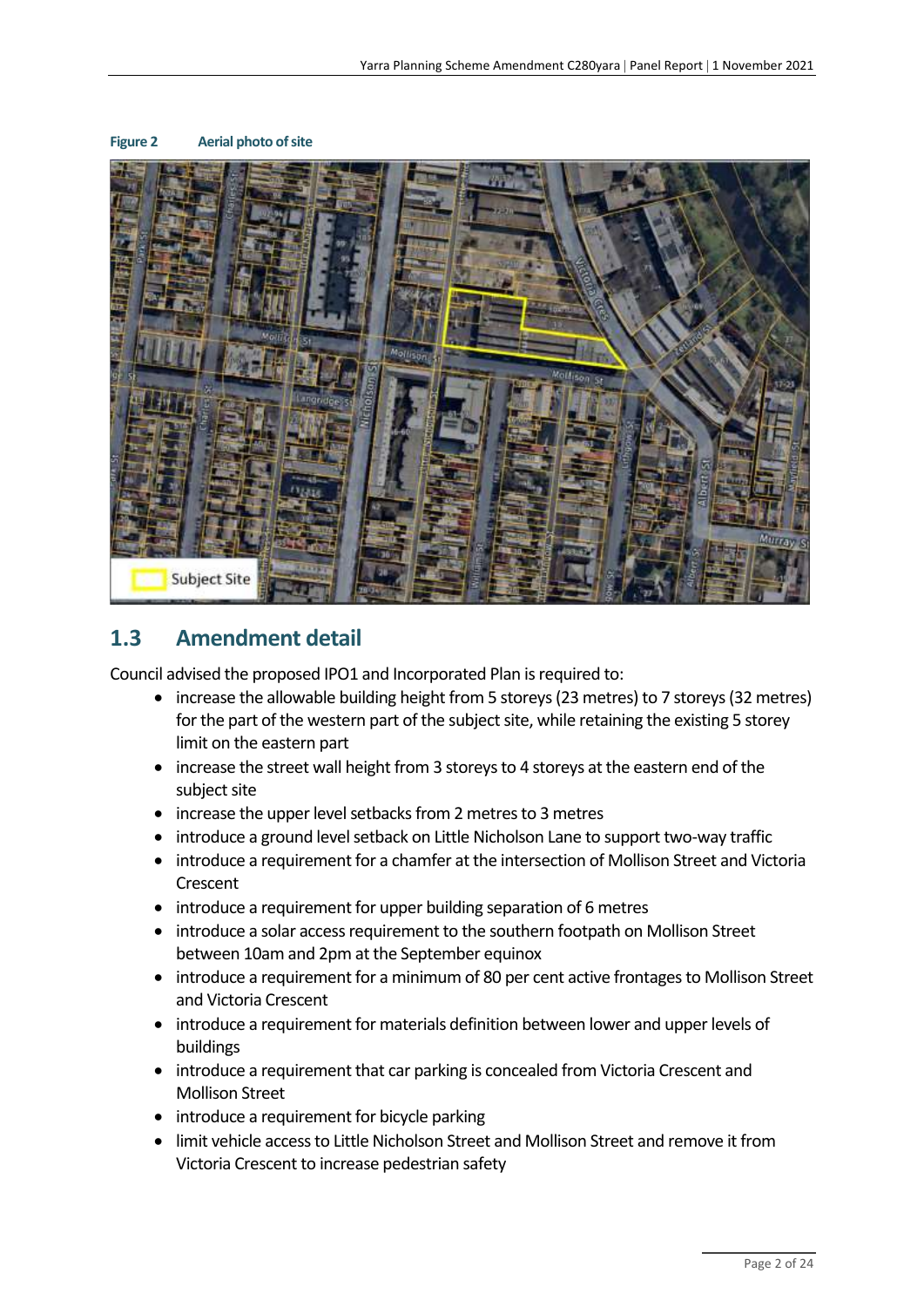**Figure 2 Aerial photo of site**

## 1.3 Amendment detail

Council advised the proposed IPO1 and Incorporated Plan is required to:

- increase the allowable building height from 5 storeys (23 metres) to 7 storeys (32 metres) for the part of the western part of the subject site, while retaining the existing 5 storey limit on the eastern part
- increase the street wall height from 3 storeys to 4 storeys at the eastern end of the subject site
- increase the upper level setbacks from 2 metres to 3 metres
- introduce a ground level setback on Little Nicholson Lane to support two-way traffic
- introduce a requirement for a chamfer at the intersection of Mollison Street and Victoria Crescent
- introduce a requirement for upper building separation of 6 metres
- introduce a solar access requirement to the southern footpath on Mollison Street between 10am and 2pm at the September equinox
- introduce a requirement for a minimum of 80 per cent active frontages to Mollison Street and Victoria Crescent
- introduce a requirement for materials definition between lower and upper levels of buildings
- introduce a requirement that car parking is concealed from Victoria Crescent and Mollison Street
- introduce a requirement for bicycle parking
- limit vehicle access to Little Nicholson Street and Mollison Street and remove it from Victoria Crescent to increase pedestrian safety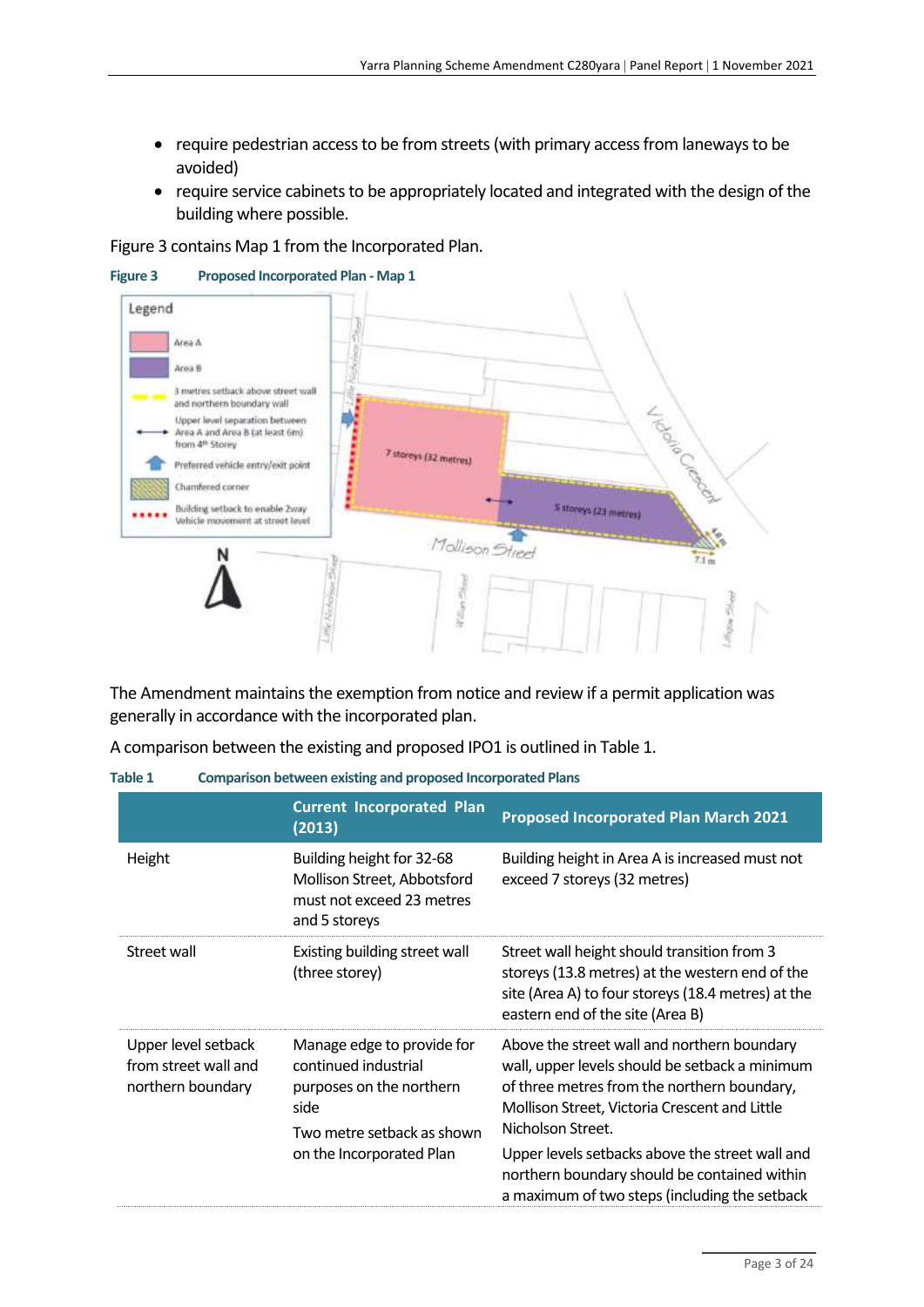- require pedestrian access to be from streets (with primary access from laneways to be avoided)
- require service cabinets to be appropriately located and integrated with the design of the building where possible.

Figure 3 contains Map 1 from the Incorporated Plan.

**Figure 3 Proposed Incorporated Plan - Map 1**

The Amendment maintains the exemption from notice and review if a permit application was generally in accordance with the incorporated plan.

A comparison between the existing and proposed IPO1 is outlined in Table 1.

**Table 1 Comparison between existing and proposed Incorporated Plans**

| | Current Incorporated Plan (2013) | Proposed Incorporated Plan March 2021 |
|---|---|---|
| Height | Building height for 32-68 Mollison Street, Abbotsford must not exceed 23 metres and 5 storeys | Building height in Area A is increased must not exceed 7 storeys (32 metres) |
| Street wall | Existing building street wall (three storey) | Street wall height should transition from 3 storeys (13.8 metres) at the western end of the site (Area A) to four storeys (18.4 metres) at the eastern end of the site (Area B) |
| Upper level setback from street wall and northern boundary | Manage edge to provide for continued industrial purposes on the northern side<br><br>Two metre setback as shown on the Incorporated Plan | Above the street wall and northern boundary wall, upper levels should be setback a minimum of three metres from the northern boundary, Mollison Street, Victoria Crescent and Little Nicholson Street.<br><br>Upper levels setbacks above the street wall and northern boundary should be contained within a maximum of two steps (including the setback |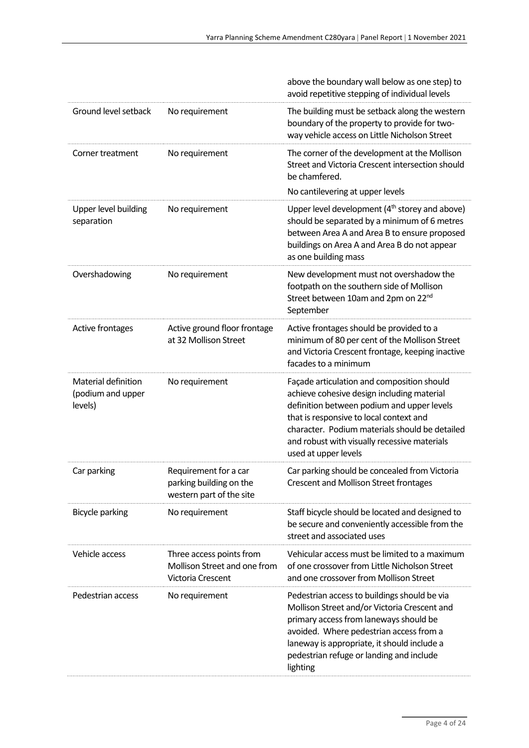| | | |
|---|---|---|
| | | above the boundary wall below as one step) to avoid repetitive stepping of individual levels |
| Ground level setback | No requirement | The building must be setback along the western boundary of the property to provide for two-way vehicle access on Little Nicholson Street |
| Corner treatment | No requirement | The corner of the development at the Mollison Street and Victoria Crescent intersection should be chamfered.<br>No cantilevering at upper levels |
| Upper level building separation | No requirement | Upper level development (4th storey and above) should be separated by a minimum of 6 metres between Area A and Area B to ensure proposed buildings on Area A and Area B do not appear as one building mass |
| Overshadowing | No requirement | New development must not overshadow the footpath on the southern side of Mollison Street between 10am and 2pm on 22nd September |
| Active frontages | Active ground floor frontage at 32 Mollison Street | Active frontages should be provided to a minimum of 80 per cent of the Mollison Street and Victoria Crescent frontage, keeping inactive facades to a minimum |
| Material definition (podium and upper levels) | No requirement | Façade articulation and composition should achieve cohesive design including material definition between podium and upper levels that is responsive to local context and character. Podium materials should be detailed and robust with visually recessive materials used at upper levels |
| Car parking | Requirement for a car parking building on the western part of the site | Car parking should be concealed from Victoria Crescent and Mollison Street frontages |
| Bicycle parking | No requirement | Staff bicycle should be located and designed to be secure and conveniently accessible from the street and associated uses |
| Vehicle access | Three access points from Mollison Street and one from Victoria Crescent | Vehicular access must be limited to a maximum of one crossover from Little Nicholson Street and one crossover from Mollison Street |
| Pedestrian access | No requirement | Pedestrian access to buildings should be via Mollison Street and/or Victoria Crescent and primary access from laneways should be avoided. Where pedestrian access from a laneway is appropriate, it should include a pedestrian refuge or landing and include lighting |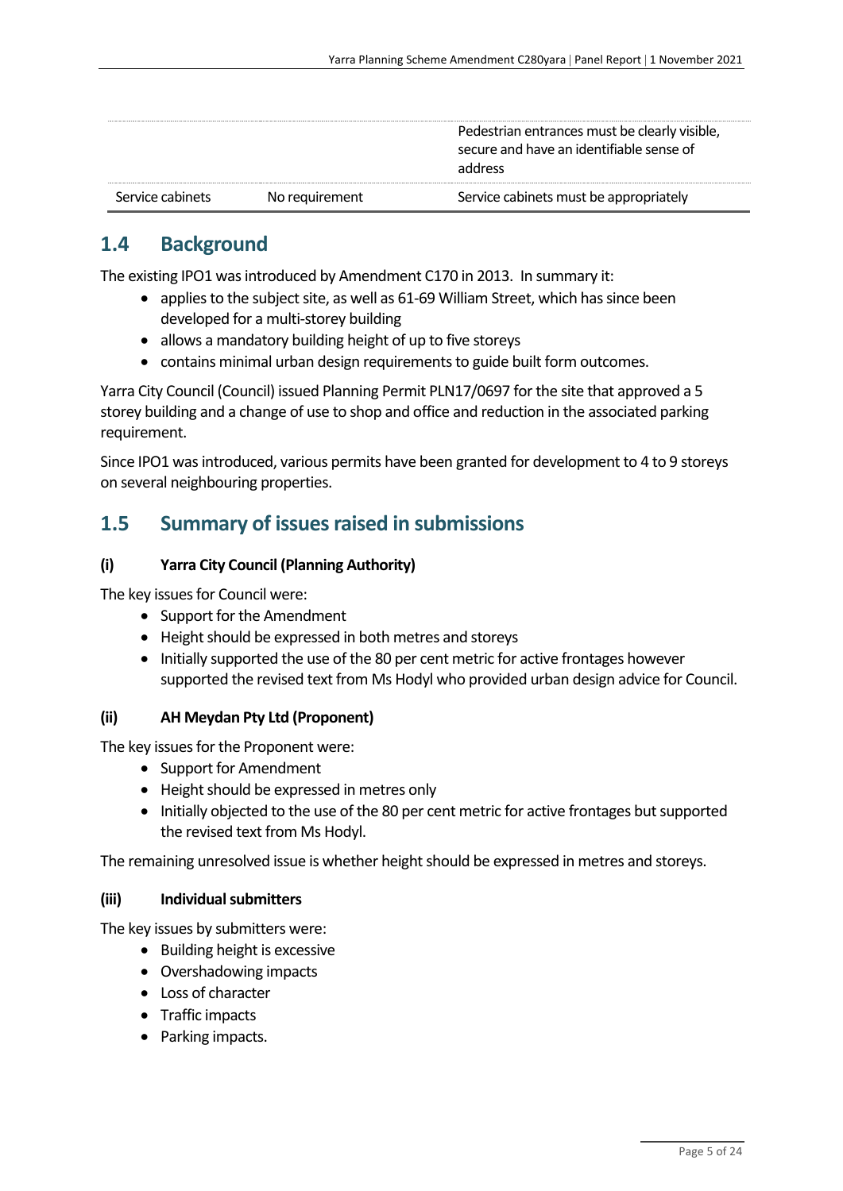| | | |
|---|---|---|
| | | Pedestrian entrances must be clearly visible, secure and have an identifiable sense of address |
| Service cabinets | No requirement | Service cabinets must be appropriately |

## 1.4 Background

The existing IPO1 was introduced by Amendment C170 in 2013. In summary it:

- applies to the subject site, as well as 61-69 William Street, which has since been developed for a multi-storey building
- allows a mandatory building height of up to five storeys
- contains minimal urban design requirements to guide built form outcomes.

Yarra City Council (Council) issued Planning Permit PLN17/0697 for the site that approved a 5 storey building and a change of use to shop and office and reduction in the associated parking requirement.

Since IPO1 was introduced, various permits have been granted for development to 4 to 9 storeys on several neighbouring properties.

## 1.5 Summary of issues raised in submissions

### (i) Yarra City Council (Planning Authority)

The key issues for Council were:

- Support for the Amendment
- Height should be expressed in both metres and storeys
- Initially supported the use of the 80 per cent metric for active frontages however supported the revised text from Ms Hodyl who provided urban design advice for Council.

### (ii) AH Meydan Pty Ltd (Proponent)

The key issues for the Proponent were:

- Support for Amendment
- Height should be expressed in metres only
- Initially objected to the use of the 80 per cent metric for active frontages but supported the revised text from Ms Hodyl.

The remaining unresolved issue is whether height should be expressed in metres and storeys.

### (iii) Individual submitters

The key issues by submitters were:

- Building height is excessive
- Overshadowing impacts
- Loss of character
- Traffic impacts
- Parking impacts.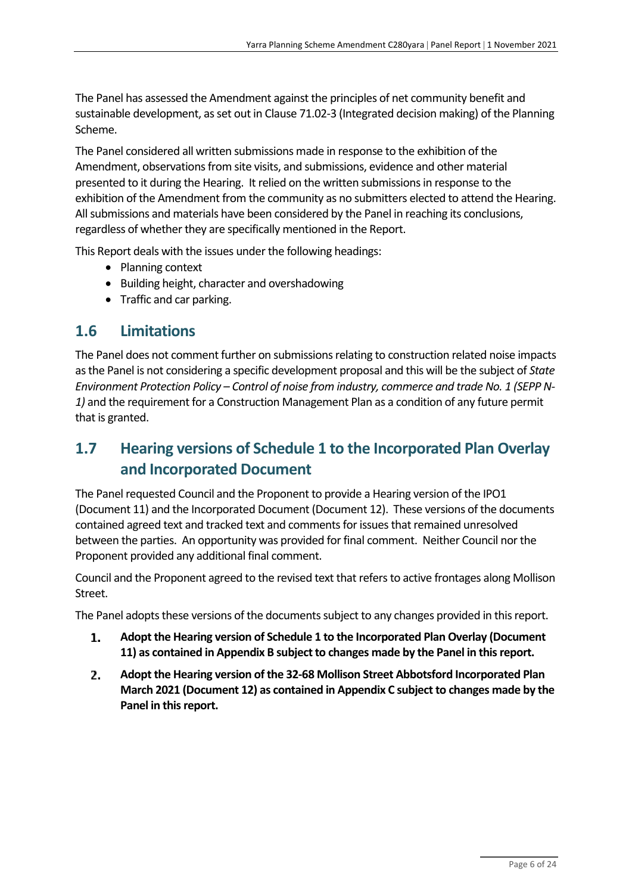The Panel has assessed the Amendment against the principles of net community benefit and sustainable development, as set out in Clause 71.02-3 (Integrated decision making) of the Planning Scheme.

The Panel considered all written submissions made in response to the exhibition of the Amendment, observations from site visits, and submissions, evidence and other material presented to it during the Hearing. It relied on the written submissions in response to the exhibition of the Amendment from the community as no submitters elected to attend the Hearing. All submissions and materials have been considered by the Panel in reaching its conclusions, regardless of whether they are specifically mentioned in the Report.

This Report deals with the issues under the following headings:

- Planning context
- Building height, character and overshadowing
- Traffic and car parking.

## 1.6 Limitations

The Panel does not comment further on submissions relating to construction related noise impacts as the Panel is not considering a specific development proposal and this will be the subject of *State Environment Protection Policy – Control of noise from industry, commerce and trade No. 1 (SEPP N-1)* and the requirement for a Construction Management Plan as a condition of any future permit that is granted.

## 1.7 Hearing versions of Schedule 1 to the Incorporated Plan Overlay and Incorporated Document

The Panel requested Council and the Proponent to provide a Hearing version of the IPO1 (Document 11) and the Incorporated Document (Document 12). These versions of the documents contained agreed text and tracked text and comments for issues that remained unresolved between the parties. An opportunity was provided for final comment. Neither Council nor the Proponent provided any additional final comment.

Council and the Proponent agreed to the revised text that refers to active frontages along Mollison Street.

The Panel adopts these versions of the documents subject to any changes provided in this report.

1. **Adopt the Hearing version of Schedule 1 to the Incorporated Plan Overlay (Document 11) as contained in Appendix B subject to changes made by the Panel in this report.**
2. **Adopt the Hearing version of the 32-68 Mollison Street Abbotsford Incorporated Plan March 2021 (Document 12) as contained in Appendix C subject to changes made by the Panel in this report.**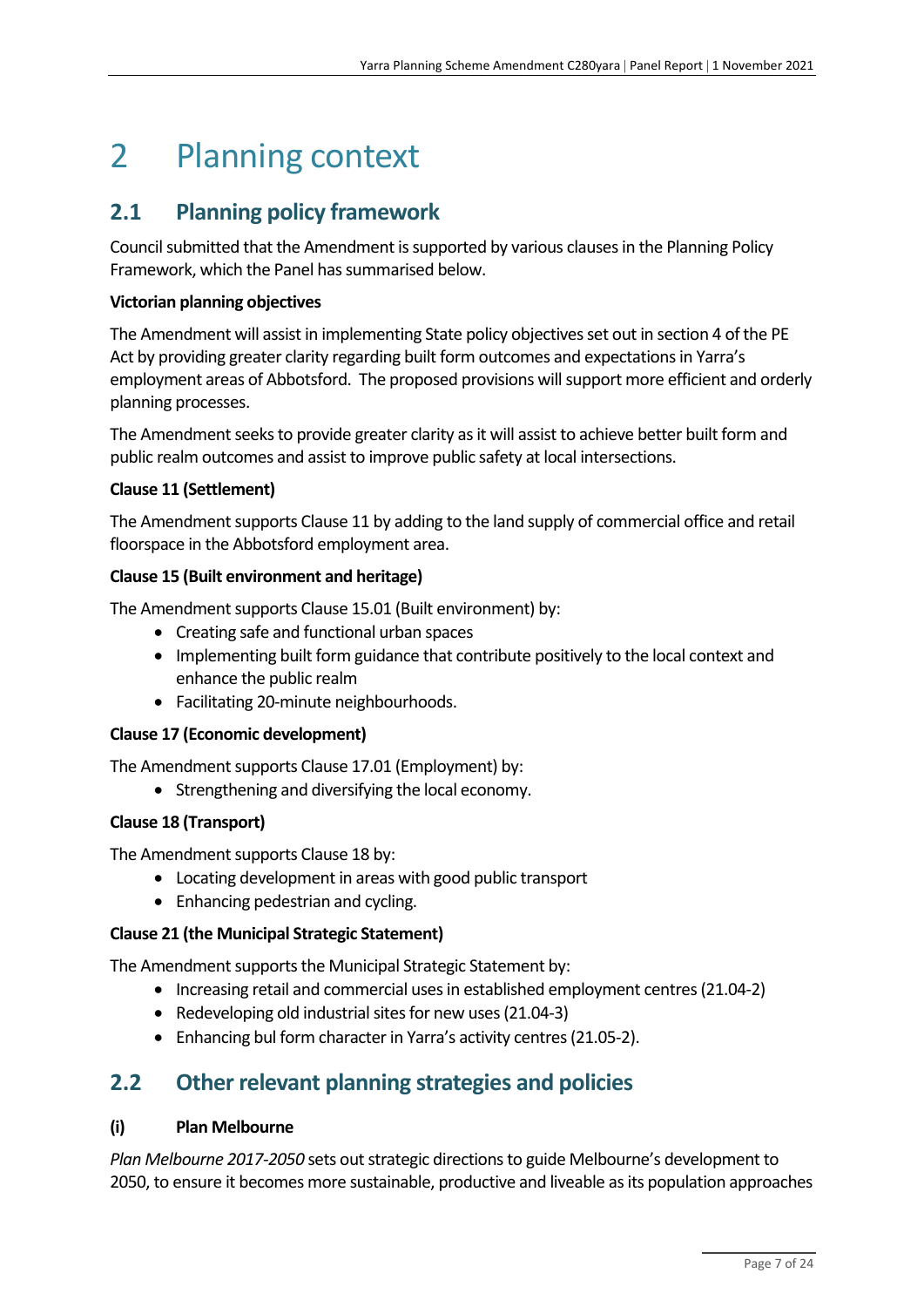# 2 Planning context

## 2.1 Planning policy framework

Council submitted that the Amendment is supported by various clauses in the Planning Policy Framework, which the Panel has summarised below.

**Victorian planning objectives**

The Amendment will assist in implementing State policy objectives set out in section 4 of the PE Act by providing greater clarity regarding built form outcomes and expectations in Yarra's employment areas of Abbotsford. The proposed provisions will support more efficient and orderly planning processes.

The Amendment seeks to provide greater clarity as it will assist to achieve better built form and public realm outcomes and assist to improve public safety at local intersections.

**Clause 11 (Settlement)**

The Amendment supports Clause 11 by adding to the land supply of commercial office and retail floorspace in the Abbotsford employment area.

**Clause 15 (Built environment and heritage)**

The Amendment supports Clause 15.01 (Built environment) by:

- Creating safe and functional urban spaces
- Implementing built form guidance that contribute positively to the local context and enhance the public realm
- Facilitating 20-minute neighbourhoods.

**Clause 17 (Economic development)**

The Amendment supports Clause 17.01 (Employment) by:

- Strengthening and diversifying the local economy.

**Clause 18 (Transport)**

The Amendment supports Clause 18 by:

- Locating development in areas with good public transport
- Enhancing pedestrian and cycling.

**Clause 21 (the Municipal Strategic Statement)**

The Amendment supports the Municipal Strategic Statement by:

- Increasing retail and commercial uses in established employment centres (21.04-2)
- Redeveloping old industrial sites for new uses (21.04-3)
- Enhancing bul form character in Yarra's activity centres (21.05-2).

## 2.2 Other relevant planning strategies and policies

### (i) Plan Melbourne

*Plan Melbourne 2017-2050* sets out strategic directions to guide Melbourne's development to 2050, to ensure it becomes more sustainable, productive and liveable as its population approaches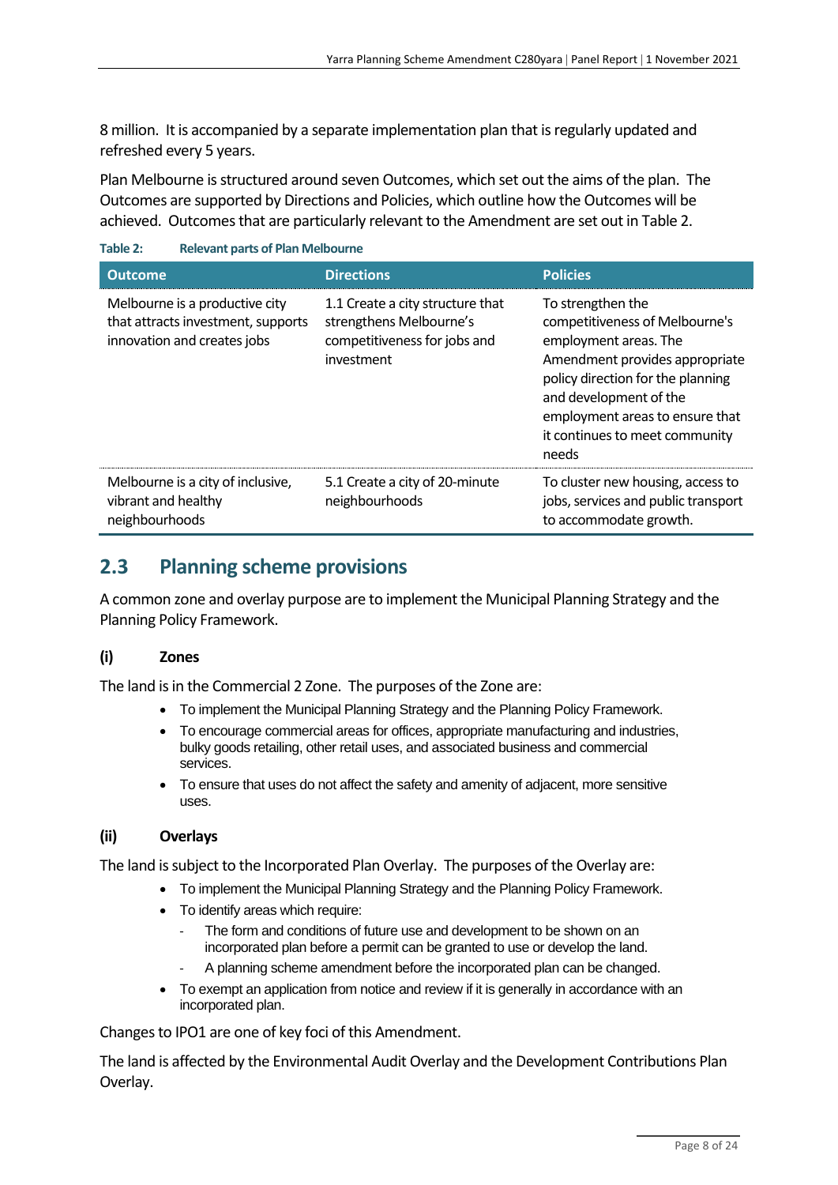8 million. It is accompanied by a separate implementation plan that is regularly updated and refreshed every 5 years.

Plan Melbourne is structured around seven Outcomes, which set out the aims of the plan. The Outcomes are supported by Directions and Policies, which outline how the Outcomes will be achieved. Outcomes that are particularly relevant to the Amendment are set out in Table 2.

**Table 2: Relevant parts of Plan Melbourne**

| Outcome | Directions | Policies |
|---|---|---|
| Melbourne is a productive city that attracts investment, supports innovation and creates jobs | 1.1 Create a city structure that strengthens Melbourne's competitiveness for jobs and investment | To strengthen the competitiveness of Melbourne's employment areas. The Amendment provides appropriate policy direction for the planning and development of the employment areas to ensure that it continues to meet community needs |
| Melbourne is a city of inclusive, vibrant and healthy neighbourhoods | 5.1 Create a city of 20-minute neighbourhoods | To cluster new housing, access to jobs, services and public transport to accommodate growth. |

## 2.3 Planning scheme provisions

A common zone and overlay purpose are to implement the Municipal Planning Strategy and the Planning Policy Framework.

### (i) Zones

The land is in the Commercial 2 Zone. The purposes of the Zone are:

- To implement the Municipal Planning Strategy and the Planning Policy Framework.
- To encourage commercial areas for offices, appropriate manufacturing and industries, bulky goods retailing, other retail uses, and associated business and commercial services.
- To ensure that uses do not affect the safety and amenity of adjacent, more sensitive uses.

### (ii) Overlays

The land is subject to the Incorporated Plan Overlay. The purposes of the Overlay are:

- To implement the Municipal Planning Strategy and the Planning Policy Framework.
- To identify areas which require:
  - The form and conditions of future use and development to be shown on an incorporated plan before a permit can be granted to use or develop the land.
  - A planning scheme amendment before the incorporated plan can be changed.
- To exempt an application from notice and review if it is generally in accordance with an incorporated plan.

Changes to IPO1 are one of key foci of this Amendment.

The land is affected by the Environmental Audit Overlay and the Development Contributions Plan Overlay.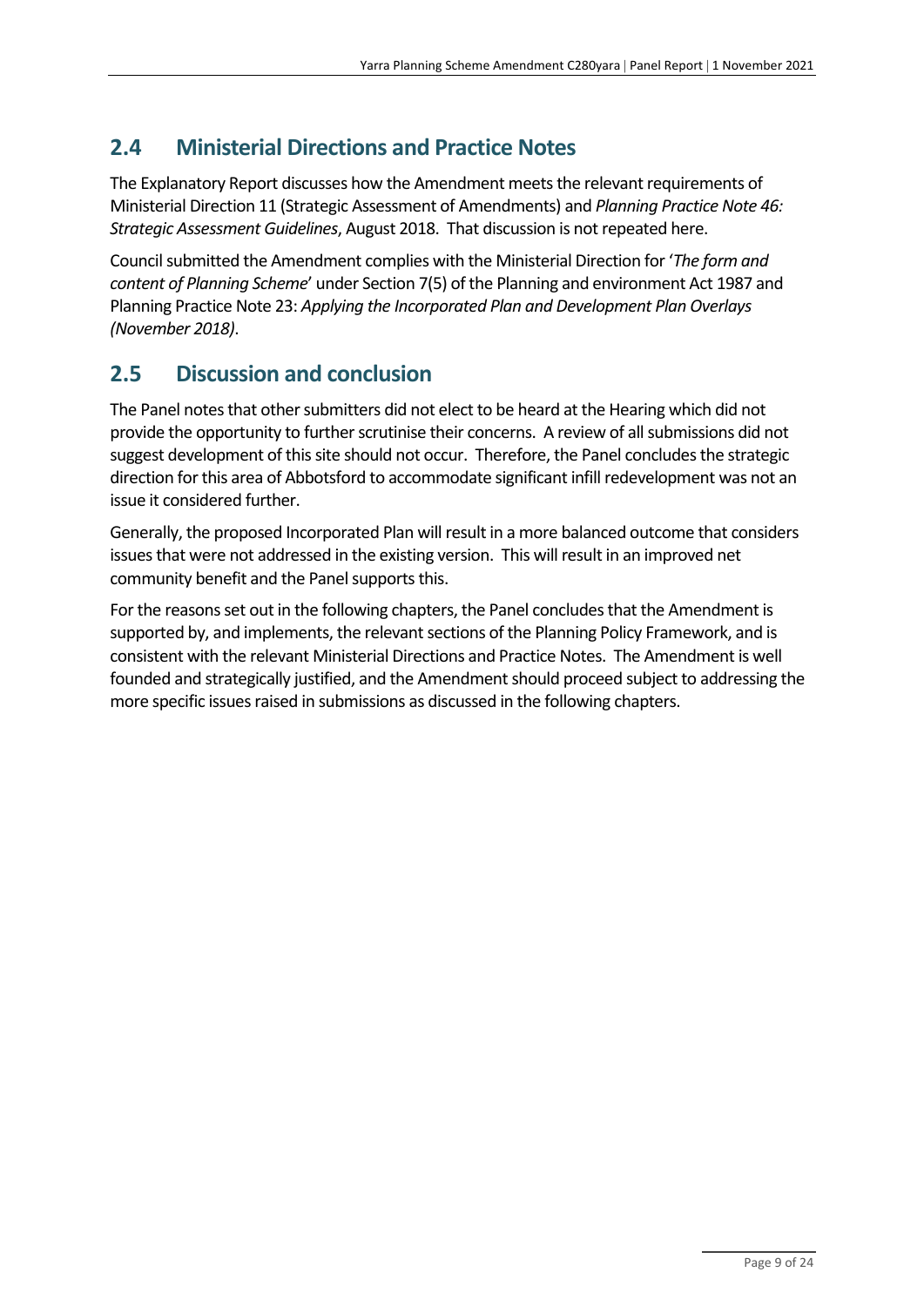## 2.4 Ministerial Directions and Practice Notes

The Explanatory Report discusses how the Amendment meets the relevant requirements of Ministerial Direction 11 (Strategic Assessment of Amendments) and *Planning Practice Note 46: Strategic Assessment Guidelines*, August 2018. That discussion is not repeated here.

Council submitted the Amendment complies with the Ministerial Direction for '*The form and content of Planning Scheme*' under Section 7(5) of the Planning and environment Act 1987 and Planning Practice Note 23: *Applying the Incorporated Plan and Development Plan Overlays (November 2018)*.

## 2.5 Discussion and conclusion

The Panel notes that other submitters did not elect to be heard at the Hearing which did not provide the opportunity to further scrutinise their concerns. A review of all submissions did not suggest development of this site should not occur. Therefore, the Panel concludes the strategic direction for this area of Abbotsford to accommodate significant infill redevelopment was not an issue it considered further.

Generally, the proposed Incorporated Plan will result in a more balanced outcome that considers issues that were not addressed in the existing version. This will result in an improved net community benefit and the Panel supports this.

For the reasons set out in the following chapters, the Panel concludes that the Amendment is supported by, and implements, the relevant sections of the Planning Policy Framework, and is consistent with the relevant Ministerial Directions and Practice Notes. The Amendment is well founded and strategically justified, and the Amendment should proceed subject to addressing the more specific issues raised in submissions as discussed in the following chapters.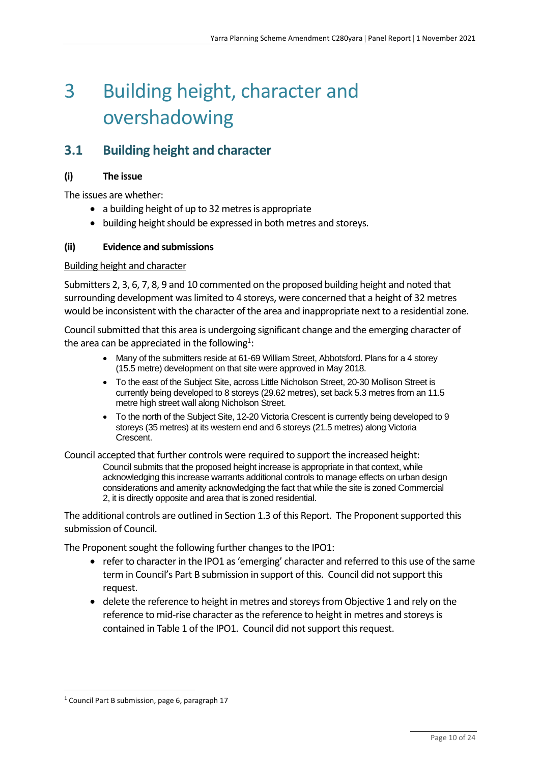# 3 Building height, character and overshadowing

## 3.1 Building height and character

### (i) The issue

The issues are whether:

- a building height of up to 32 metres is appropriate
- building height should be expressed in both metres and storeys.

### (ii) Evidence and submissions

Building height and character

Submitters 2, 3, 6, 7, 8, 9 and 10 commented on the proposed building height and noted that surrounding development was limited to 4 storeys, were concerned that a height of 32 metres would be inconsistent with the character of the area and inappropriate next to a residential zone.

Council submitted that this area is undergoing significant change and the emerging character of the area can be appreciated in the following[1]:

> - Many of the submitters reside at 61-69 William Street, Abbotsford. Plans for a 4 storey (15.5 metre) development on that site were approved in May 2018.
> - To the east of the Subject Site, across Little Nicholson Street, 20-30 Mollison Street is currently being developed to 8 storeys (29.62 metres), set back 5.3 metres from an 11.5 metre high street wall along Nicholson Street.
> - To the north of the Subject Site, 12-20 Victoria Crescent is currently being developed to 9 storeys (35 metres) at its western end and 6 storeys (21.5 metres) along Victoria Crescent.

Council accepted that further controls were required to support the increased height:

> Council submits that the proposed height increase is appropriate in that context, while acknowledging this increase warrants additional controls to manage effects on urban design considerations and amenity acknowledging the fact that while the site is zoned Commercial 2, it is directly opposite and area that is zoned residential.

The additional controls are outlined in Section 1.3 of this Report. The Proponent supported this submission of Council.

The Proponent sought the following further changes to the IPO1:

- refer to character in the IPO1 as 'emerging' character and referred to this use of the same term in Council's Part B submission in support of this. Council did not support this request.
- delete the reference to height in metres and storeys from Objective 1 and rely on the reference to mid-rise character as the reference to height in metres and storeys is contained in Table 1 of the IPO1. Council did not support this request.

[1] Council Part B submission, page 6, paragraph 17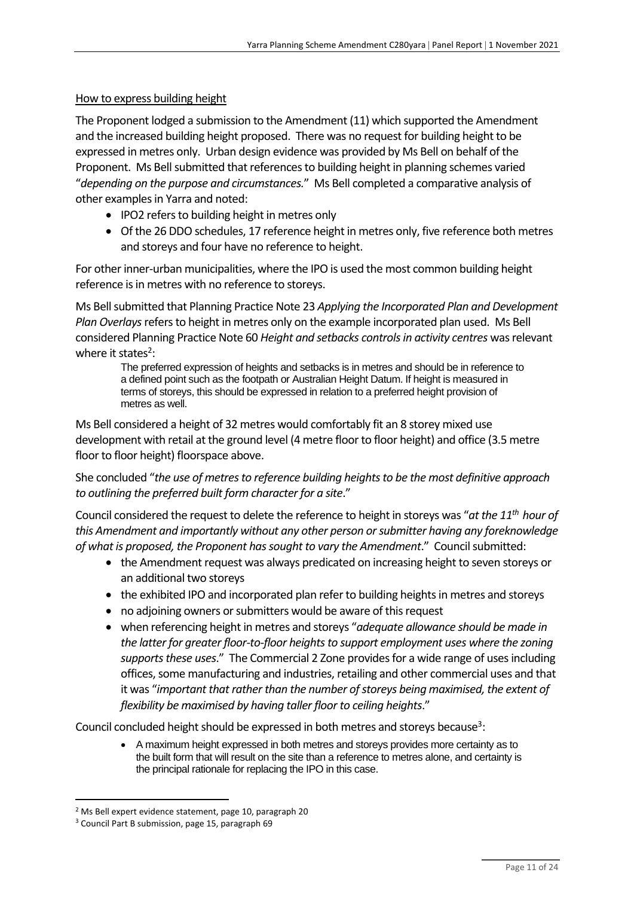How to express building height

The Proponent lodged a submission to the Amendment (11) which supported the Amendment and the increased building height proposed. There was no request for building height to be expressed in metres only. Urban design evidence was provided by Ms Bell on behalf of the Proponent. Ms Bell submitted that references to building height in planning schemes varied "*depending on the purpose and circumstances.*" Ms Bell completed a comparative analysis of other examples in Yarra and noted:

- IPO2 refers to building height in metres only
- Of the 26 DDO schedules, 17 reference height in metres only, five reference both metres and storeys and four have no reference to height.

For other inner-urban municipalities, where the IPO is used the most common building height reference is in metres with no reference to storeys.

Ms Bell submitted that Planning Practice Note 23 *Applying the Incorporated Plan and Development Plan Overlays* refers to height in metres only on the example incorporated plan used. Ms Bell considered Planning Practice Note 60 *Height and setbacks controls in activity centres* was relevant where it states[2]:

> The preferred expression of heights and setbacks is in metres and should be in reference to a defined point such as the footpath or Australian Height Datum. If height is measured in terms of storeys, this should be expressed in relation to a preferred height provision of metres as well.

Ms Bell considered a height of 32 metres would comfortably fit an 8 storey mixed use development with retail at the ground level (4 metre floor to floor height) and office (3.5 metre floor to floor height) floorspace above.

She concluded "*the use of metres to reference building heights to be the most definitive approach to outlining the preferred built form character for a site*."

Council considered the request to delete the reference to height in storeys was "*at the 11th hour of this Amendment and importantly without any other person or submitter having any foreknowledge of what is proposed, the Proponent has sought to vary the Amendment*." Council submitted:

- the Amendment request was always predicated on increasing height to seven storeys or an additional two storeys
- the exhibited IPO and incorporated plan refer to building heights in metres and storeys
- no adjoining owners or submitters would be aware of this request
- when referencing height in metres and storeys "*adequate allowance should be made in the latter for greater floor-to-floor heights to support employment uses where the zoning supports these uses*." The Commercial 2 Zone provides for a wide range of uses including offices, some manufacturing and industries, retailing and other commercial uses and that it was "*important that rather than the number of storeys being maximised, the extent of flexibility be maximised by having taller floor to ceiling heights*."

Council concluded height should be expressed in both metres and storeys because[3]:

> - A maximum height expressed in both metres and storeys provides more certainty as to the built form that will result on the site than a reference to metres alone, and certainty is the principal rationale for replacing the IPO in this case.

---

[2] Ms Bell expert evidence statement, page 10, paragraph 20

[3] Council Part B submission, page 15, paragraph 69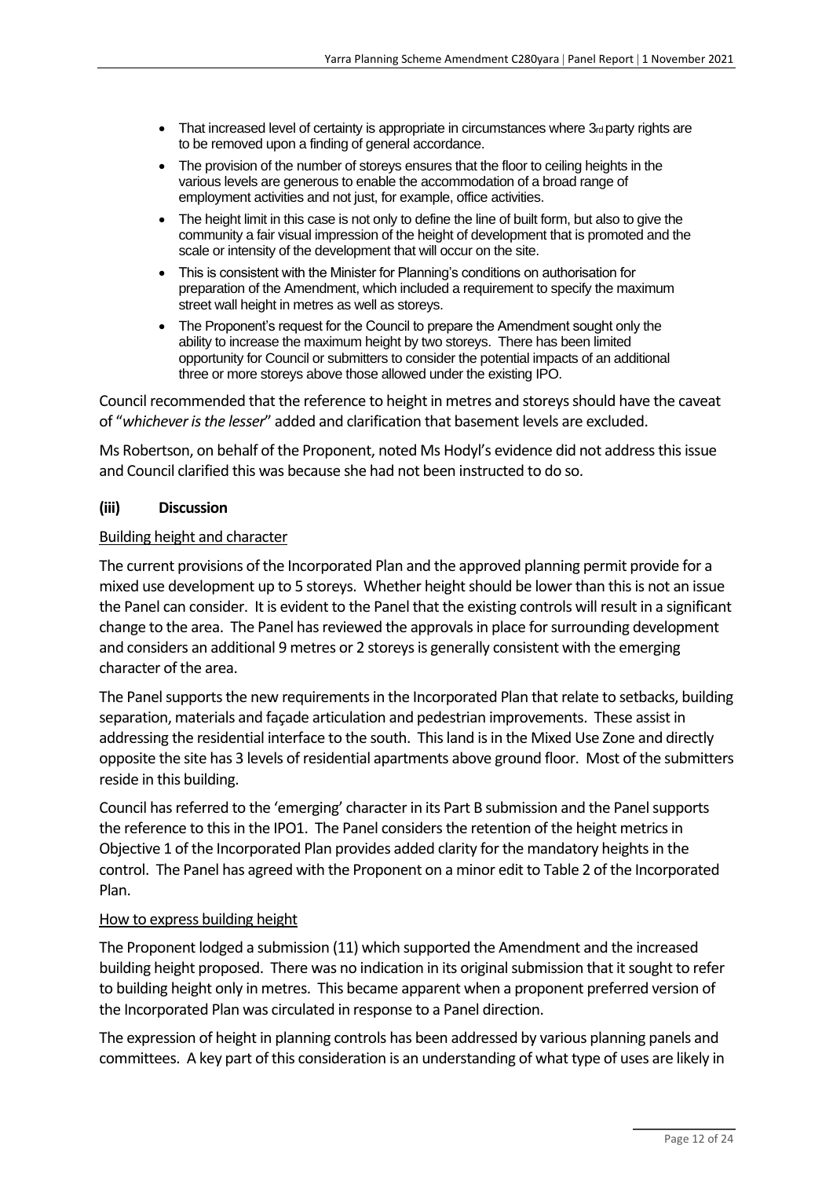- That increased level of certainty is appropriate in circumstances where 3rd party rights are to be removed upon a finding of general accordance.
- The provision of the number of storeys ensures that the floor to ceiling heights in the various levels are generous to enable the accommodation of a broad range of employment activities and not just, for example, office activities.
- The height limit in this case is not only to define the line of built form, but also to give the community a fair visual impression of the height of development that is promoted and the scale or intensity of the development that will occur on the site.
- This is consistent with the Minister for Planning's conditions on authorisation for preparation of the Amendment, which included a requirement to specify the maximum street wall height in metres as well as storeys.
- The Proponent's request for the Council to prepare the Amendment sought only the ability to increase the maximum height by two storeys. There has been limited opportunity for Council or submitters to consider the potential impacts of an additional three or more storeys above those allowed under the existing IPO.

Council recommended that the reference to height in metres and storeys should have the caveat of "*whichever is the lesser*" added and clarification that basement levels are excluded.

Ms Robertson, on behalf of the Proponent, noted Ms Hodyl's evidence did not address this issue and Council clarified this was because she had not been instructed to do so.

### (iii) Discussion

Building height and character

The current provisions of the Incorporated Plan and the approved planning permit provide for a mixed use development up to 5 storeys. Whether height should be lower than this is not an issue the Panel can consider. It is evident to the Panel that the existing controls will result in a significant change to the area. The Panel has reviewed the approvals in place for surrounding development and considers an additional 9 metres or 2 storeys is generally consistent with the emerging character of the area.

The Panel supports the new requirements in the Incorporated Plan that relate to setbacks, building separation, materials and façade articulation and pedestrian improvements. These assist in addressing the residential interface to the south. This land is in the Mixed Use Zone and directly opposite the site has 3 levels of residential apartments above ground floor. Most of the submitters reside in this building.

Council has referred to the 'emerging' character in its Part B submission and the Panel supports the reference to this in the IPO1. The Panel considers the retention of the height metrics in Objective 1 of the Incorporated Plan provides added clarity for the mandatory heights in the control. The Panel has agreed with the Proponent on a minor edit to Table 2 of the Incorporated Plan.

How to express building height

The Proponent lodged a submission (11) which supported the Amendment and the increased building height proposed. There was no indication in its original submission that it sought to refer to building height only in metres. This became apparent when a proponent preferred version of the Incorporated Plan was circulated in response to a Panel direction.

The expression of height in planning controls has been addressed by various planning panels and committees. A key part of this consideration is an understanding of what type of uses are likely in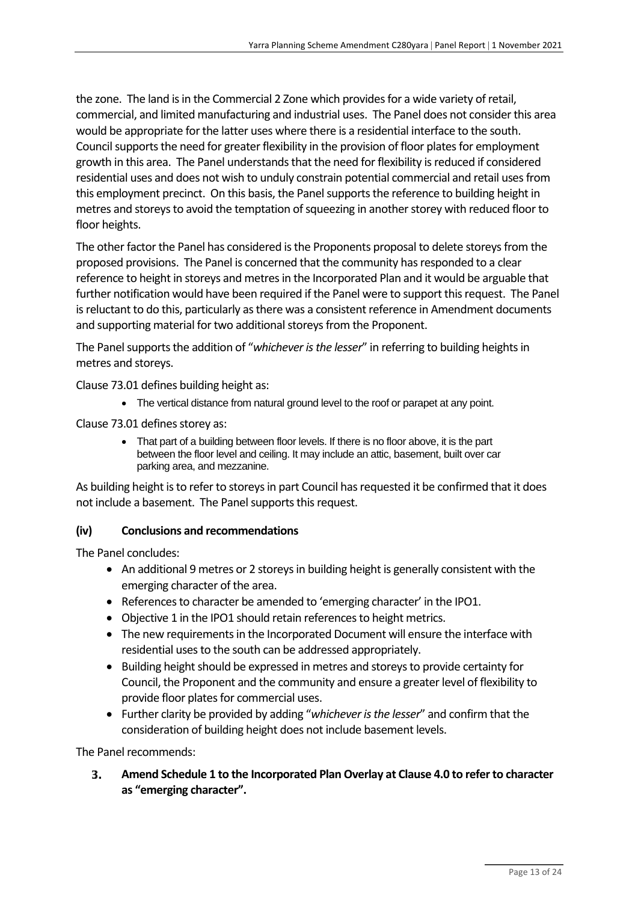the zone. The land is in the Commercial 2 Zone which provides for a wide variety of retail, commercial, and limited manufacturing and industrial uses. The Panel does not consider this area would be appropriate for the latter uses where there is a residential interface to the south. Council supports the need for greater flexibility in the provision of floor plates for employment growth in this area. The Panel understands that the need for flexibility is reduced if considered residential uses and does not wish to unduly constrain potential commercial and retail uses from this employment precinct. On this basis, the Panel supports the reference to building height in metres and storeys to avoid the temptation of squeezing in another storey with reduced floor to floor heights.

The other factor the Panel has considered is the Proponents proposal to delete storeys from the proposed provisions. The Panel is concerned that the community has responded to a clear reference to height in storeys and metres in the Incorporated Plan and it would be arguable that further notification would have been required if the Panel were to support this request. The Panel is reluctant to do this, particularly as there was a consistent reference in Amendment documents and supporting material for two additional storeys from the Proponent.

The Panel supports the addition of "*whichever is the lesser*" in referring to building heights in metres and storeys.

Clause 73.01 defines building height as:

- The vertical distance from natural ground level to the roof or parapet at any point.

Clause 73.01 defines storey as:

- That part of a building between floor levels. If there is no floor above, it is the part between the floor level and ceiling. It may include an attic, basement, built over car parking area, and mezzanine.

As building height is to refer to storeys in part Council has requested it be confirmed that it does not include a basement. The Panel supports this request.

### (iv) Conclusions and recommendations

The Panel concludes:

- An additional 9 metres or 2 storeys in building height is generally consistent with the emerging character of the area.
- References to character be amended to 'emerging character' in the IPO1.
- Objective 1 in the IPO1 should retain references to height metrics.
- The new requirements in the Incorporated Document will ensure the interface with residential uses to the south can be addressed appropriately.
- Building height should be expressed in metres and storeys to provide certainty for Council, the Proponent and the community and ensure a greater level of flexibility to provide floor plates for commercial uses.
- Further clarity be provided by adding "*whichever is the lesser*" and confirm that the consideration of building height does not include basement levels.

The Panel recommends:

3. **Amend Schedule 1 to the Incorporated Plan Overlay at Clause 4.0 to refer to character as "emerging character".**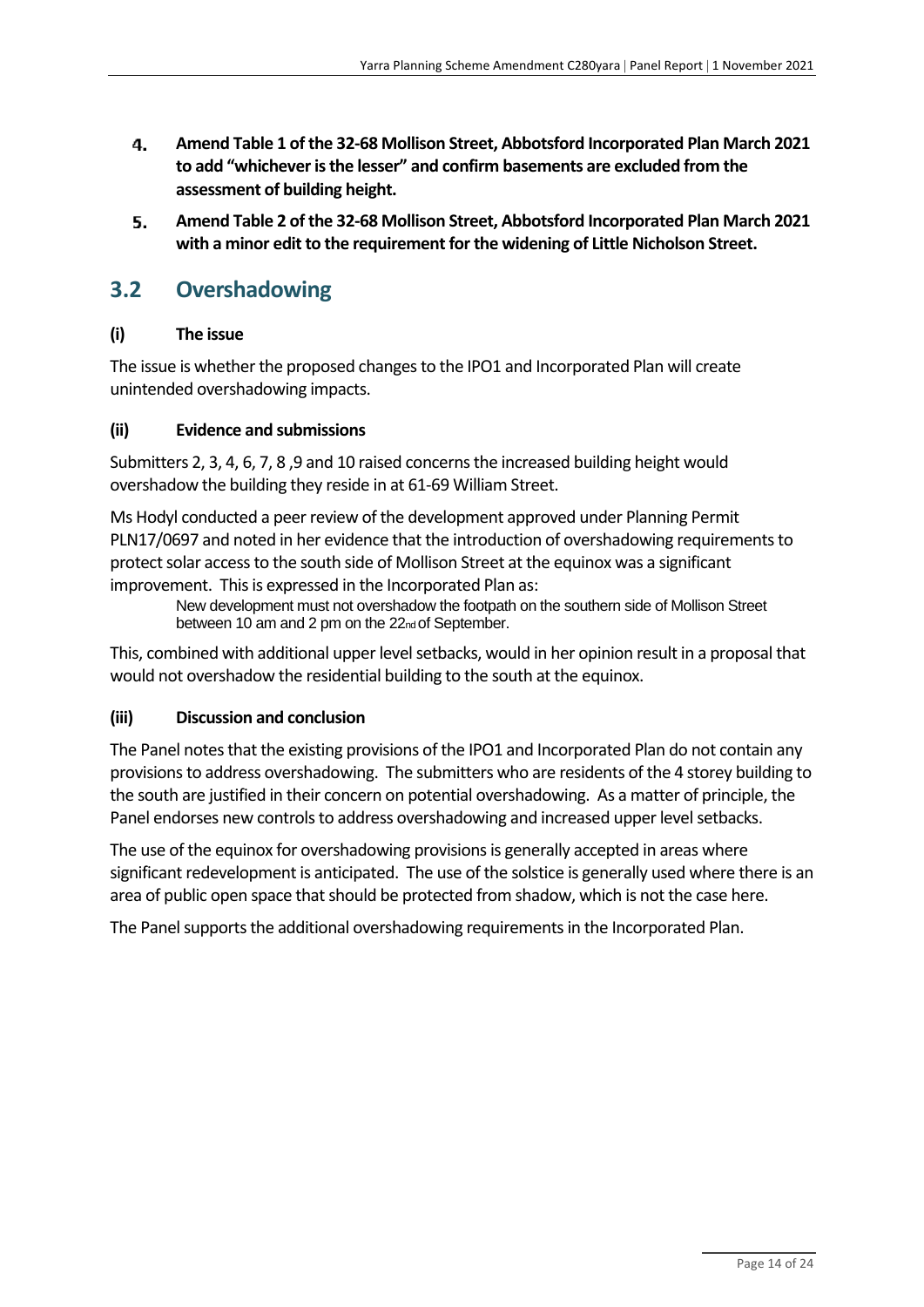4. **Amend Table 1 of the 32-68 Mollison Street, Abbotsford Incorporated Plan March 2021 to add "whichever is the lesser" and confirm basements are excluded from the assessment of building height.**

5. **Amend Table 2 of the 32-68 Mollison Street, Abbotsford Incorporated Plan March 2021 with a minor edit to the requirement for the widening of Little Nicholson Street.**

## 3.2 Overshadowing

### (i) The issue

The issue is whether the proposed changes to the IPO1 and Incorporated Plan will create unintended overshadowing impacts.

### (ii) Evidence and submissions

Submitters 2, 3, 4, 6, 7, 8 ,9 and 10 raised concerns the increased building height would overshadow the building they reside in at 61-69 William Street.

Ms Hodyl conducted a peer review of the development approved under Planning Permit PLN17/0697 and noted in her evidence that the introduction of overshadowing requirements to protect solar access to the south side of Mollison Street at the equinox was a significant improvement. This is expressed in the Incorporated Plan as:

> New development must not overshadow the footpath on the southern side of Mollison Street between 10 am and 2 pm on the 22nd of September.

This, combined with additional upper level setbacks, would in her opinion result in a proposal that would not overshadow the residential building to the south at the equinox.

### (iii) Discussion and conclusion

The Panel notes that the existing provisions of the IPO1 and Incorporated Plan do not contain any provisions to address overshadowing. The submitters who are residents of the 4 storey building to the south are justified in their concern on potential overshadowing. As a matter of principle, the Panel endorses new controls to address overshadowing and increased upper level setbacks.

The use of the equinox for overshadowing provisions is generally accepted in areas where significant redevelopment is anticipated. The use of the solstice is generally used where there is an area of public open space that should be protected from shadow, which is not the case here.

The Panel supports the additional overshadowing requirements in the Incorporated Plan.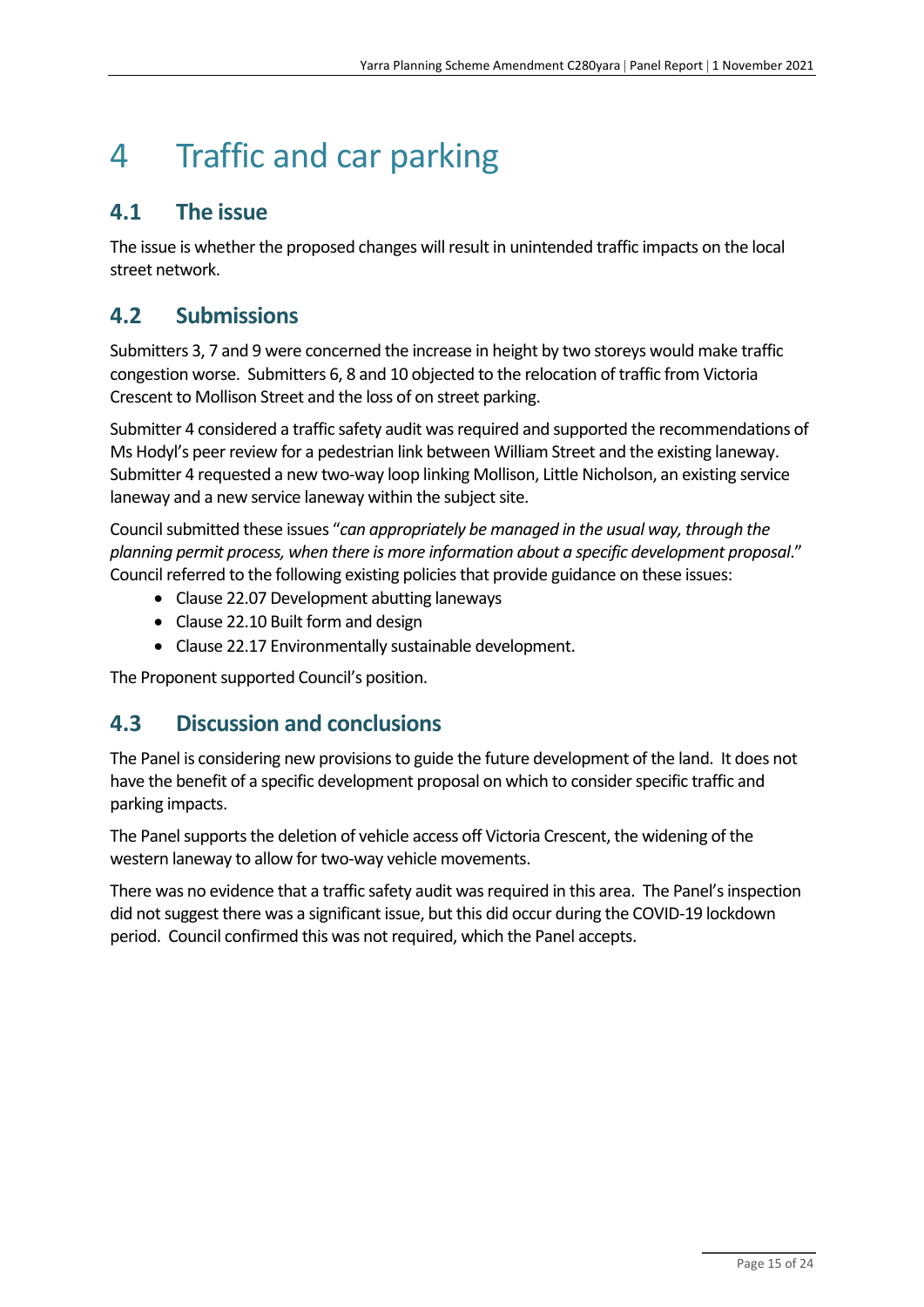# 4 Traffic and car parking

## 4.1 The issue

The issue is whether the proposed changes will result in unintended traffic impacts on the local street network.

## 4.2 Submissions

Submitters 3, 7 and 9 were concerned the increase in height by two storeys would make traffic congestion worse. Submitters 6, 8 and 10 objected to the relocation of traffic from Victoria Crescent to Mollison Street and the loss of on street parking.

Submitter 4 considered a traffic safety audit was required and supported the recommendations of Ms Hodyl's peer review for a pedestrian link between William Street and the existing laneway. Submitter 4 requested a new two-way loop linking Mollison, Little Nicholson, an existing service laneway and a new service laneway within the subject site.

Council submitted these issues "*can appropriately be managed in the usual way, through the planning permit process, when there is more information about a specific development proposal*." Council referred to the following existing policies that provide guidance on these issues:

- Clause 22.07 Development abutting laneways
- Clause 22.10 Built form and design
- Clause 22.17 Environmentally sustainable development.

The Proponent supported Council's position.

## 4.3 Discussion and conclusions

The Panel is considering new provisions to guide the future development of the land. It does not have the benefit of a specific development proposal on which to consider specific traffic and parking impacts.

The Panel supports the deletion of vehicle access off Victoria Crescent, the widening of the western laneway to allow for two-way vehicle movements.

There was no evidence that a traffic safety audit was required in this area. The Panel's inspection did not suggest there was a significant issue, but this did occur during the COVID-19 lockdown period. Council confirmed this was not required, which the Panel accepts.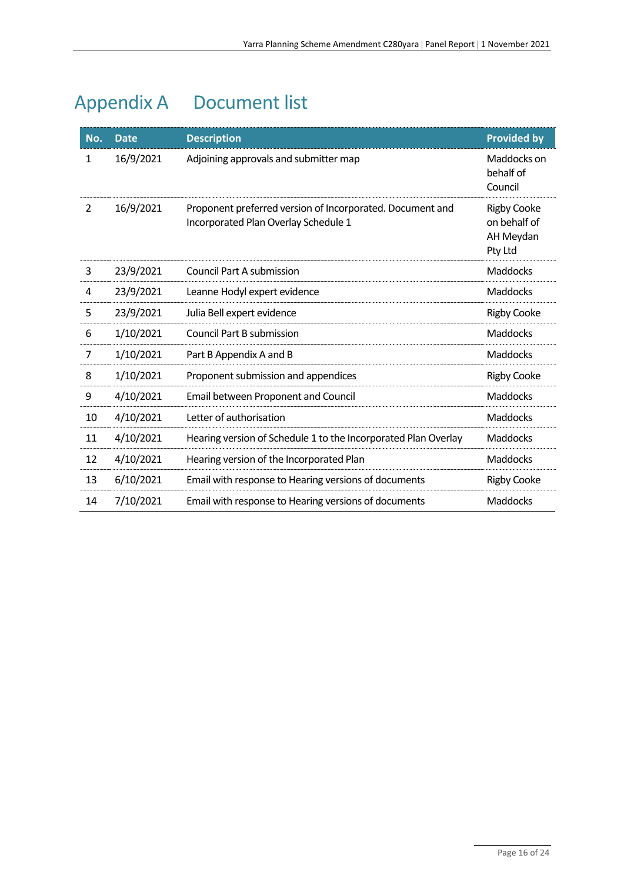# Appendix A Document list

| No. | Date | Description | Provided by |
|---|---|---|---|
| 1 | 16/9/2021 | Adjoining approvals and submitter map | Maddocks on behalf of Council |
| 2 | 16/9/2021 | Proponent preferred version of Incorporated. Document and Incorporated Plan Overlay Schedule 1 | Rigby Cooke on behalf of AH Meydan Pty Ltd |
| 3 | 23/9/2021 | Council Part A submission | Maddocks |
| 4 | 23/9/2021 | Leanne Hodyl expert evidence | Maddocks |
| 5 | 23/9/2021 | Julia Bell expert evidence | Rigby Cooke |
| 6 | 1/10/2021 | Council Part B submission | Maddocks |
| 7 | 1/10/2021 | Part B Appendix A and B | Maddocks |
| 8 | 1/10/2021 | Proponent submission and appendices | Rigby Cooke |
| 9 | 4/10/2021 | Email between Proponent and Council | Maddocks |
| 10 | 4/10/2021 | Letter of authorisation | Maddocks |
| 11 | 4/10/2021 | Hearing version of Schedule 1 to the Incorporated Plan Overlay | Maddocks |
| 12 | 4/10/2021 | Hearing version of the Incorporated Plan | Maddocks |
| 13 | 6/10/2021 | Email with response to Hearing versions of documents | Rigby Cooke |
| 14 | 7/10/2021 | Email with response to Hearing versions of documents | Maddocks |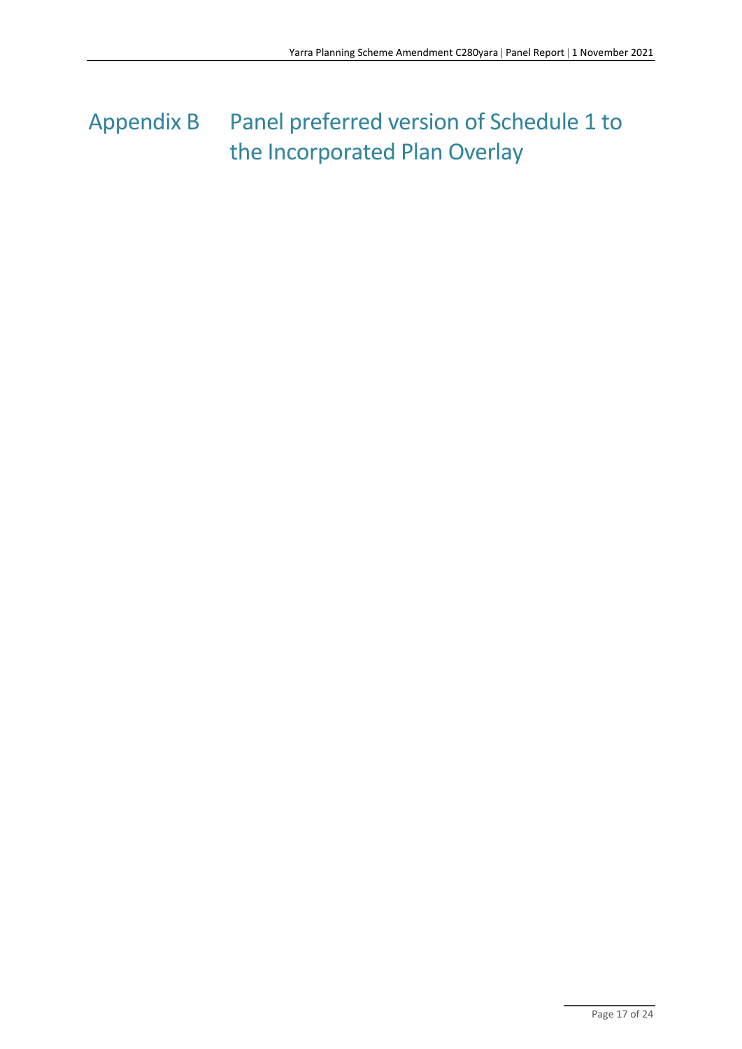# Appendix B Panel preferred version of Schedule 1 to the Incorporated Plan Overlay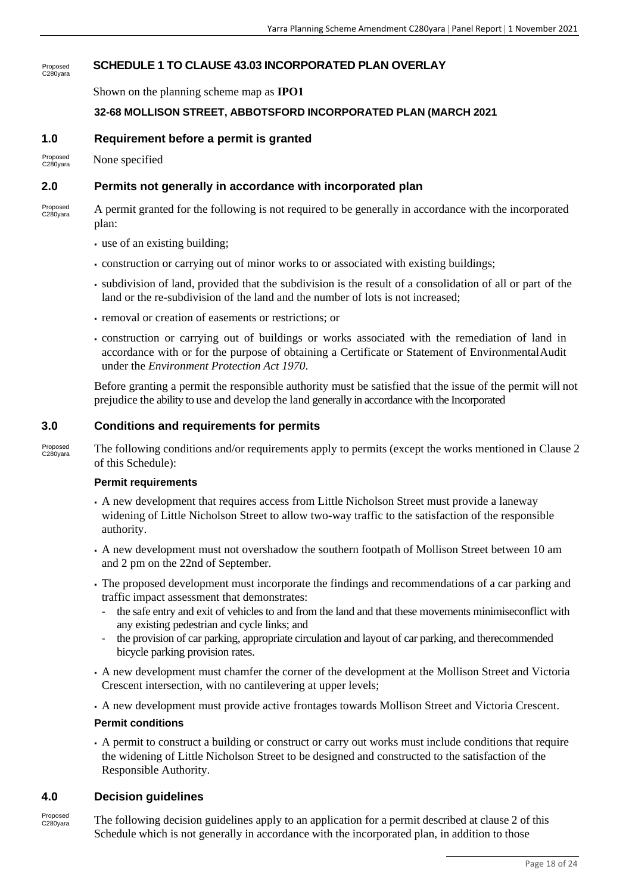Proposed C280yara

## SCHEDULE 1 TO CLAUSE 43.03 INCORPORATED PLAN OVERLAY

Shown on the planning scheme map as **IPO1**

**32-68 MOLLISON STREET, ABBOTSFORD INCORPORATED PLAN (MARCH 2021**

### 1.0 Requirement before a permit is granted

Proposed C280yara

None specified

### 2.0 Permits not generally in accordance with incorporated plan

Proposed C280yara

A permit granted for the following is not required to be generally in accordance with the incorporated plan:

- use of an existing building;
- construction or carrying out of minor works to or associated with existing buildings;
- subdivision of land, provided that the subdivision is the result of a consolidation of all or part of the land or the re-subdivision of the land and the number of lots is not increased;
- removal or creation of easements or restrictions; or
- construction or carrying out of buildings or works associated with the remediation of land in accordance with or for the purpose of obtaining a Certificate or Statement of Environmental Audit under the *Environment Protection Act 1970*.

Before granting a permit the responsible authority must be satisfied that the issue of the permit will not prejudice the ability to use and develop the land generally in accordance with the Incorporated

### 3.0 Conditions and requirements for permits

Proposed C280yara

The following conditions and/or requirements apply to permits (except the works mentioned in Clause 2 of this Schedule):

**Permit requirements**

- A new development that requires access from Little Nicholson Street must provide a laneway widening of Little Nicholson Street to allow two-way traffic to the satisfaction of the responsible authority.
- A new development must not overshadow the southern footpath of Mollison Street between 10 am and 2 pm on the 22nd of September.
- The proposed development must incorporate the findings and recommendations of a car parking and traffic impact assessment that demonstrates:
  - the safe entry and exit of vehicles to and from the land and that these movements minimiseconflict with any existing pedestrian and cycle links; and
  - the provision of car parking, appropriate circulation and layout of car parking, and therecommended bicycle parking provision rates.
- A new development must chamfer the corner of the development at the Mollison Street and Victoria Crescent intersection, with no cantilevering at upper levels;
- A new development must provide active frontages towards Mollison Street and Victoria Crescent.

**Permit conditions**

- A permit to construct a building or construct or carry out works must include conditions that require the widening of Little Nicholson Street to be designed and constructed to the satisfaction of the Responsible Authority.

### 4.0 Decision guidelines

Proposed C280yara

The following decision guidelines apply to an application for a permit described at clause 2 of this Schedule which is not generally in accordance with the incorporated plan, in addition to those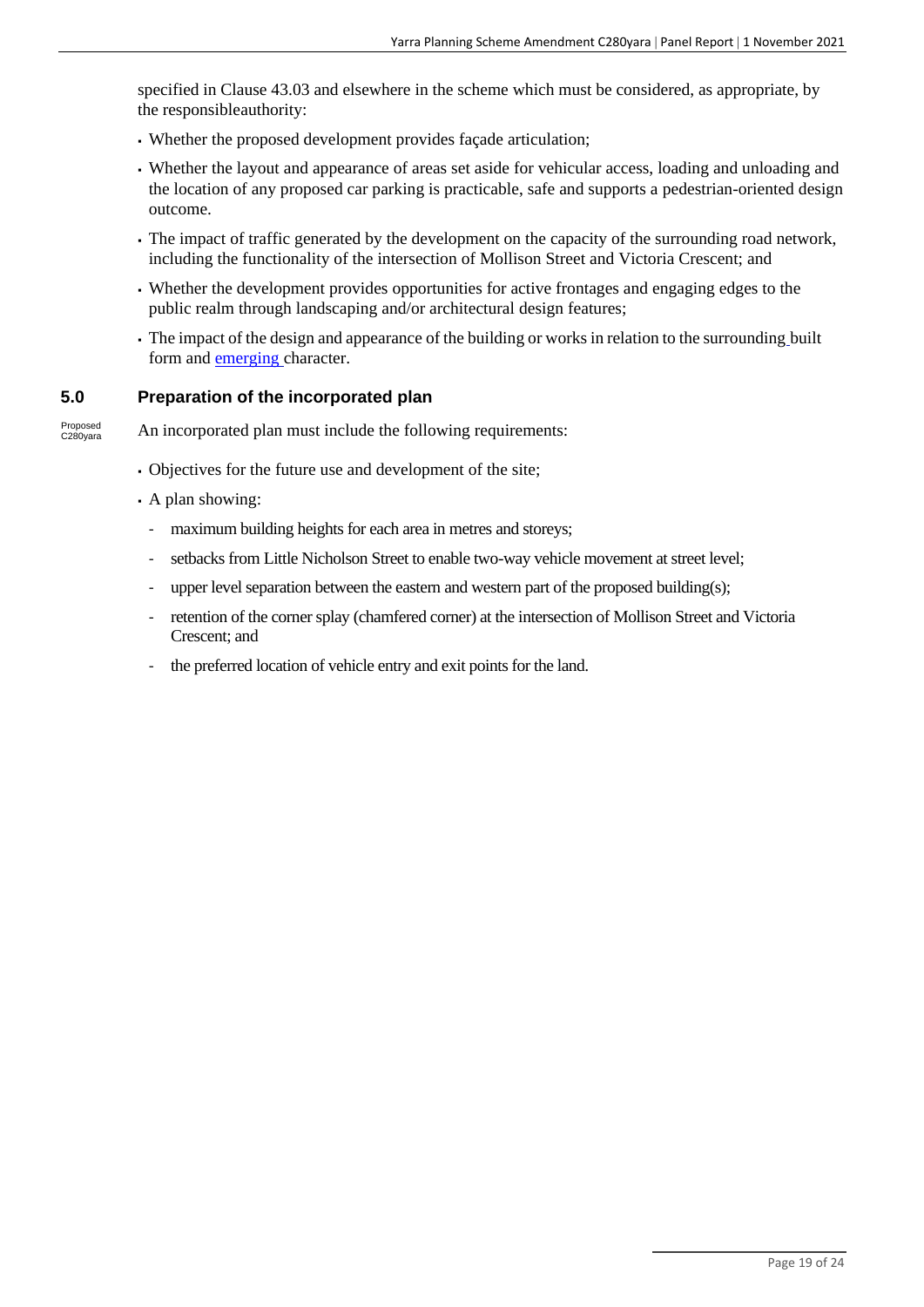specified in Clause 43.03 and elsewhere in the scheme which must be considered, as appropriate, by the responsibleauthority:

- Whether the proposed development provides façade articulation;
- Whether the layout and appearance of areas set aside for vehicular access, loading and unloading and the location of any proposed car parking is practicable, safe and supports a pedestrian-oriented design outcome.
- The impact of traffic generated by the development on the capacity of the surrounding road network, including the functionality of the intersection of Mollison Street and Victoria Crescent; and
- Whether the development provides opportunities for active frontages and engaging edges to the public realm through landscaping and/or architectural design features;
- The impact of the design and appearance of the building or works in relation to the surrounding built form and emerging character.

## 5.0 Preparation of the incorporated plan

Proposed C280yara

An incorporated plan must include the following requirements:

- Objectives for the future use and development of the site;
- A plan showing:
  - maximum building heights for each area in metres and storeys;
  - setbacks from Little Nicholson Street to enable two-way vehicle movement at street level;
  - upper level separation between the eastern and western part of the proposed building(s);
  - retention of the corner splay (chamfered corner) at the intersection of Mollison Street and Victoria Crescent; and
  - the preferred location of vehicle entry and exit points for the land.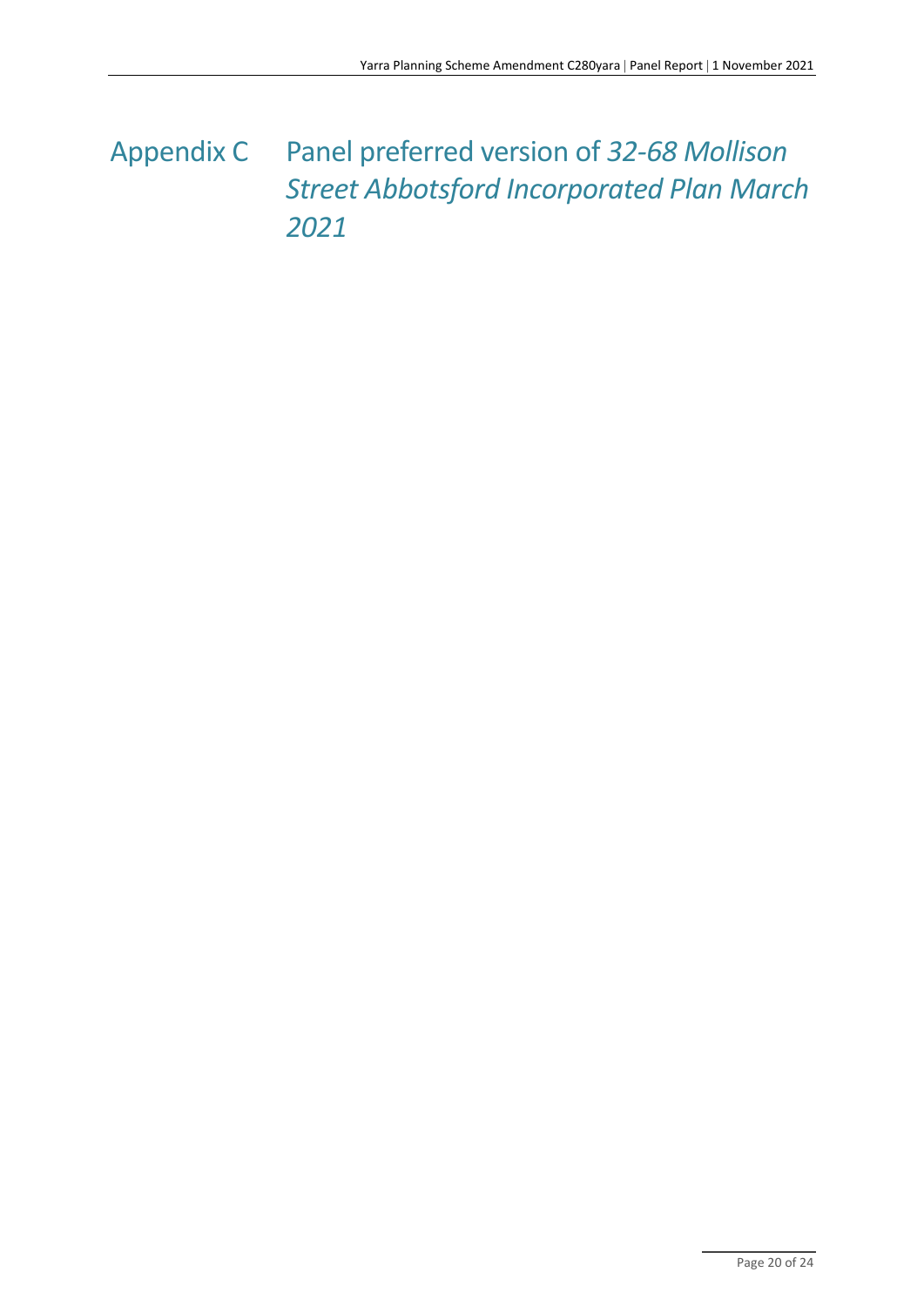# Appendix C Panel preferred version of *32-68 Mollison Street Abbotsford Incorporated Plan March 2021*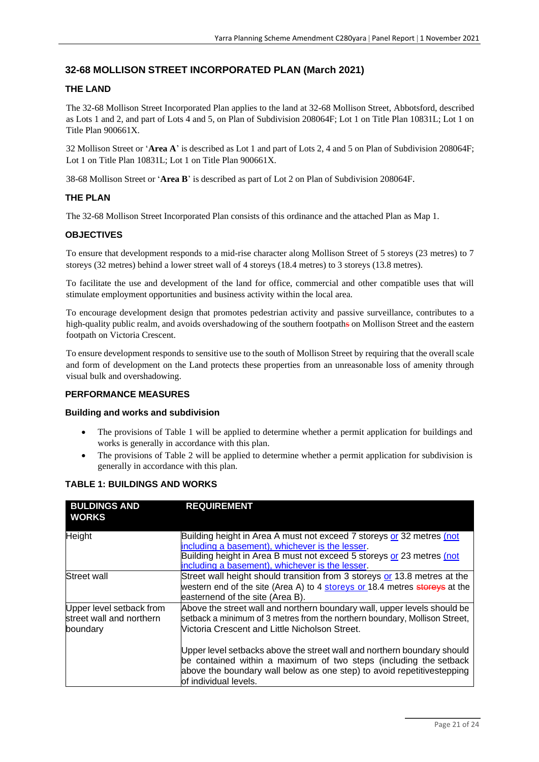## 32-68 MOLLISON STREET INCORPORATED PLAN (March 2021)

### THE LAND

The 32-68 Mollison Street Incorporated Plan applies to the land at 32-68 Mollison Street, Abbotsford, described as Lots 1 and 2, and part of Lots 4 and 5, on Plan of Subdivision 208064F; Lot 1 on Title Plan 10831L; Lot 1 on Title Plan 900661X.

32 Mollison Street or '**Area A**' is described as Lot 1 and part of Lots 2, 4 and 5 on Plan of Subdivision 208064F; Lot 1 on Title Plan 10831L; Lot 1 on Title Plan 900661X.

38-68 Mollison Street or '**Area B**' is described as part of Lot 2 on Plan of Subdivision 208064F.

### THE PLAN

The 32-68 Mollison Street Incorporated Plan consists of this ordinance and the attached Plan as Map 1.

### OBJECTIVES

To ensure that development responds to a mid-rise character along Mollison Street of 5 storeys (23 metres) to 7 storeys (32 metres) behind a lower street wall of 4 storeys (18.4 metres) to 3 storeys (13.8 metres).

To facilitate the use and development of the land for office, commercial and other compatible uses that will stimulate employment opportunities and business activity within the local area.

To encourage development design that promotes pedestrian activity and passive surveillance, contributes to a high-quality public realm, and avoids overshadowing of the southern footpaths on Mollison Street and the eastern footpath on Victoria Crescent.

To ensure development responds to sensitive use to the south of Mollison Street by requiring that the overall scale and form of development on the Land protects these properties from an unreasonable loss of amenity through visual bulk and overshadowing.

### PERFORMANCE MEASURES

#### Building and works and subdivision

- The provisions of Table 1 will be applied to determine whether a permit application for buildings and works is generally in accordance with this plan.
- The provisions of Table 2 will be applied to determine whether a permit application for subdivision is generally in accordance with this plan.

### TABLE 1: BUILDINGS AND WORKS

| BULDINGS AND WORKS | REQUIREMENT |
|---|---|
| Height | Building height in Area A must not exceed 7 storeys or 32 metres (not including a basement), whichever is the lesser.<br>Building height in Area B must not exceed 5 storeys or 23 metres (not including a basement), whichever is the lesser. |
| Street wall | Street wall height should transition from 3 storeys or 13.8 metres at the western end of the site (Area A) to 4 storeys or 18.4 metres ~~storeys~~ at the easternend of the site (Area B). |
| Upper level setback from street wall and northern boundary | Above the street wall and northern boundary wall, upper levels should be setback a minimum of 3 metres from the northern boundary, Mollison Street, Victoria Crescent and Little Nicholson Street.<br><br>Upper level setbacks above the street wall and northern boundary should be contained within a maximum of two steps (including the setback above the boundary wall below as one step) to avoid repetitivestepping of individual levels. |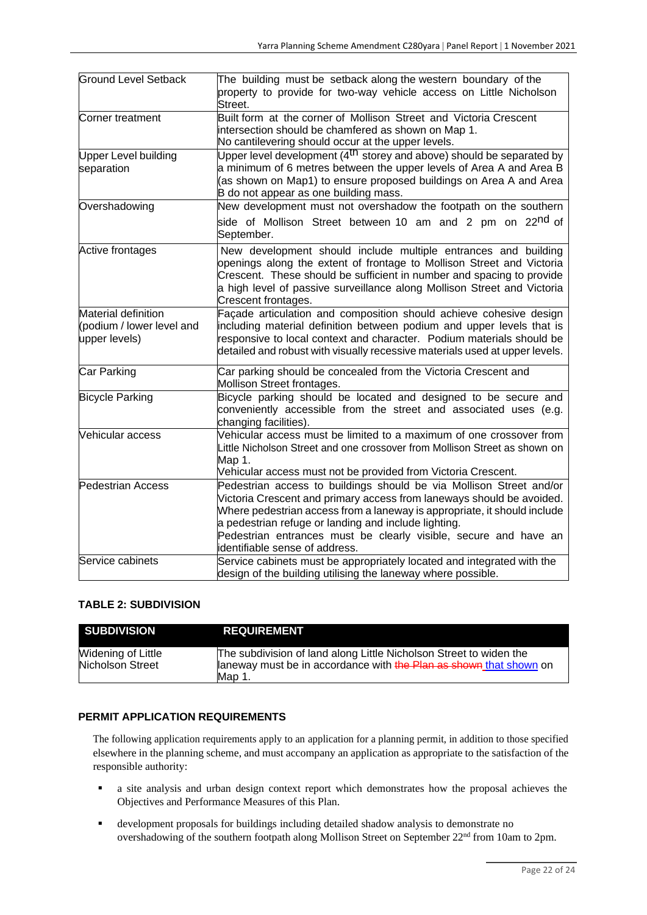| | |
|---|---|
| Ground Level Setback | The building must be setback along the western boundary of the property to provide for two-way vehicle access on Little Nicholson Street. |
| Corner treatment | Built form at the corner of Mollison Street and Victoria Crescent intersection should be chamfered as shown on Map 1. No cantilevering should occur at the upper levels. |
| Upper Level building separation | Upper level development (4th storey and above) should be separated by a minimum of 6 metres between the upper levels of Area A and Area B (as shown on Map1) to ensure proposed buildings on Area A and Area B do not appear as one building mass. |
| Overshadowing | New development must not overshadow the footpath on the southern side of Mollison Street between 10 am and 2 pm on 22nd of September. |
| Active frontages | New development should include multiple entrances and building openings along the extent of frontage to Mollison Street and Victoria Crescent. These should be sufficient in number and spacing to provide a high level of passive surveillance along Mollison Street and Victoria Crescent frontages. |
| Material definition (podium / lower level and upper levels) | Façade articulation and composition should achieve cohesive design including material definition between podium and upper levels that is responsive to local context and character. Podium materials should be detailed and robust with visually recessive materials used at upper levels. |
| Car Parking | Car parking should be concealed from the Victoria Crescent and Mollison Street frontages. |
| Bicycle Parking | Bicycle parking should be located and designed to be secure and conveniently accessible from the street and associated uses (e.g. changing facilities). |
| Vehicular access | Vehicular access must be limited to a maximum of one crossover from Little Nicholson Street and one crossover from Mollison Street as shown on Map 1. Vehicular access must not be provided from Victoria Crescent. |
| Pedestrian Access | Pedestrian access to buildings should be via Mollison Street and/or Victoria Crescent and primary access from laneways should be avoided. Where pedestrian access from a laneway is appropriate, it should include a pedestrian refuge or landing and include lighting. Pedestrian entrances must be clearly visible, secure and have an identifiable sense of address. |
| Service cabinets | Service cabinets must be appropriately located and integrated with the design of the building utilising the laneway where possible. |

**TABLE 2: SUBDIVISION**

| SUBDIVISION | REQUIREMENT |
|---|---|
| Widening of Little Nicholson Street | The subdivision of land along Little Nicholson Street to widen the laneway must be in accordance with ~~the Plan as shown~~ that shown on Map 1. |

**PERMIT APPLICATION REQUIREMENTS**

The following application requirements apply to an application for a planning permit, in addition to those specified elsewhere in the planning scheme, and must accompany an application as appropriate to the satisfaction of the responsible authority:

- a site analysis and urban design context report which demonstrates how the proposal achieves the Objectives and Performance Measures of this Plan.
- development proposals for buildings including detailed shadow analysis to demonstrate no overshadowing of the southern footpath along Mollison Street on September 22nd from 10am to 2pm.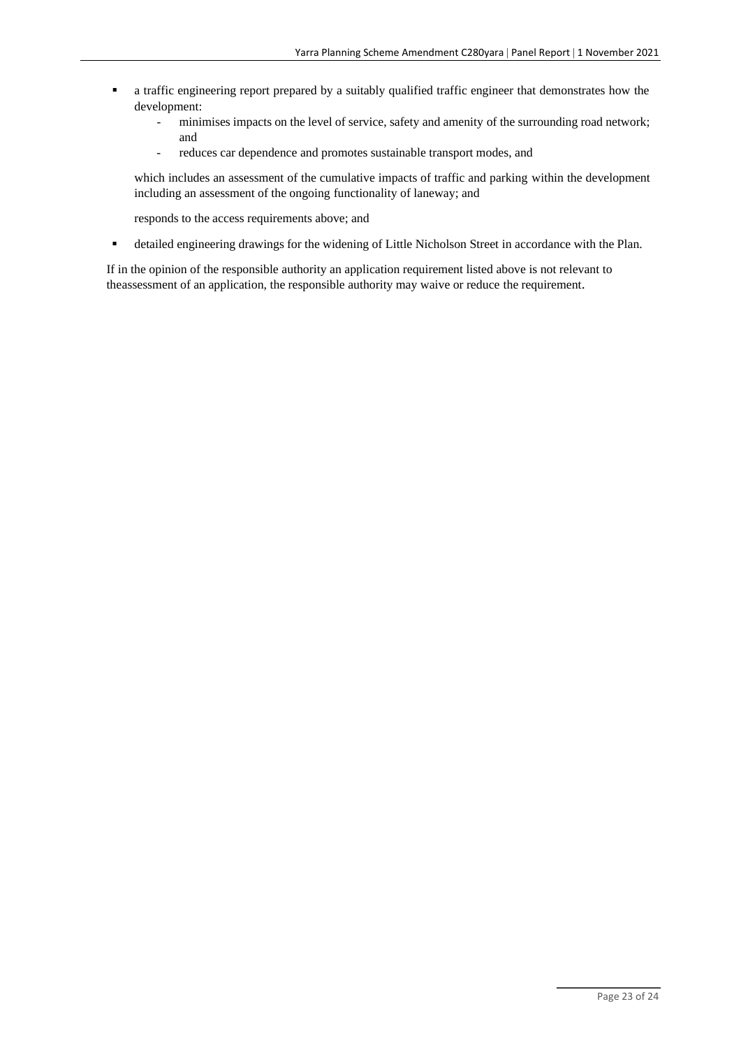- a traffic engineering report prepared by a suitably qualified traffic engineer that demonstrates how the development:
  - minimises impacts on the level of service, safety and amenity of the surrounding road network; and
  - reduces car dependence and promotes sustainable transport modes, and

  which includes an assessment of the cumulative impacts of traffic and parking within the development including an assessment of the ongoing functionality of laneway; and

  responds to the access requirements above; and

- detailed engineering drawings for the widening of Little Nicholson Street in accordance with the Plan.

If in the opinion of the responsible authority an application requirement listed above is not relevant to theassessment of an application, the responsible authority may waive or reduce the requirement.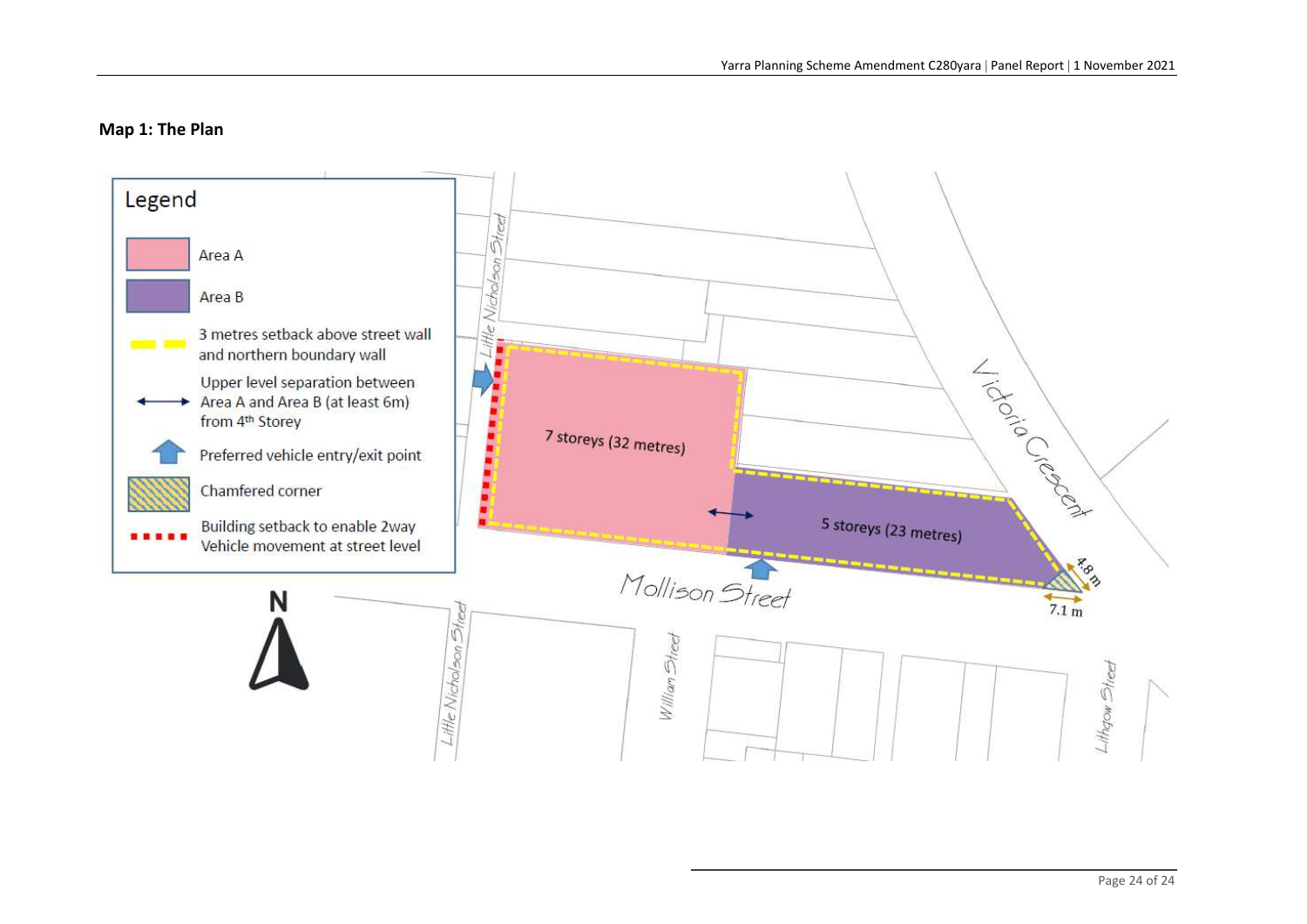**Map 1: The Plan**

Legend

Area A

Area B

3 metres setback above street wall and northern boundary wall

Upper level separation between Area A and Area B (at least 6m) from 4th Storey

Preferred vehicle entry/exit point

Chamfered corner

Building setback to enable 2way Vehicle movement at street level

N

7 storeys (32 metres)

5 storeys (23 metres)

4.8 m

7.1 m

Little Nicholson Street

Victoria Crescent

Mollison Street

William Street

Lithgow Street